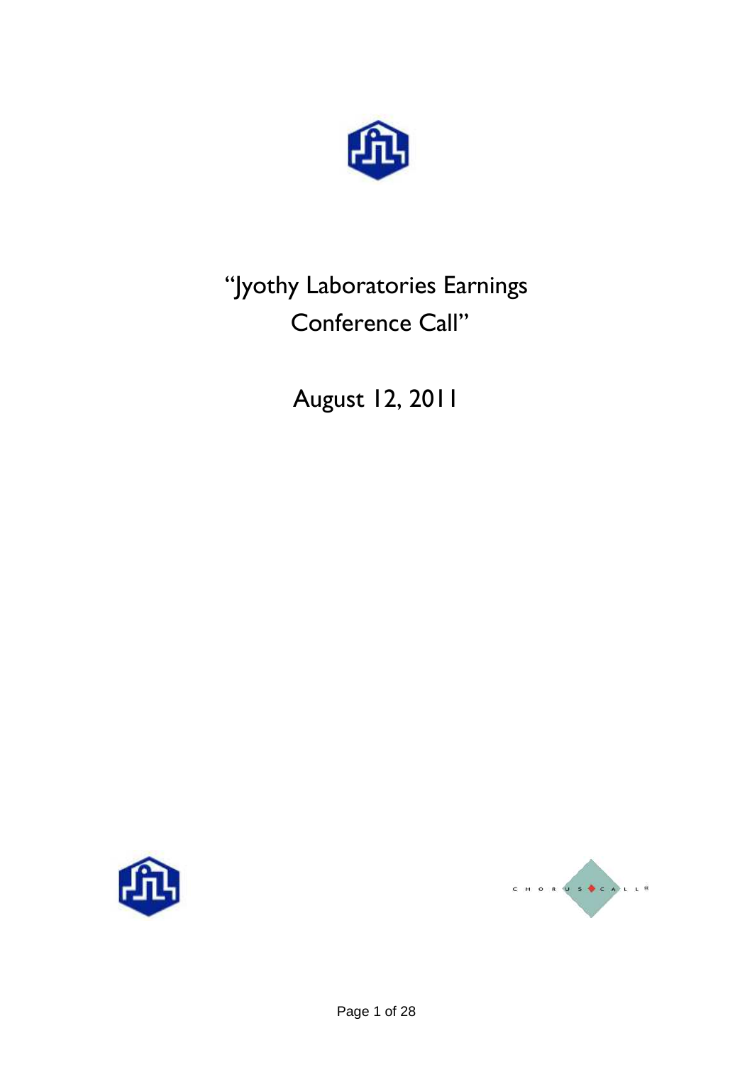# "Jyothy Laboratories Earnings Conference Call"

## August 12, 2011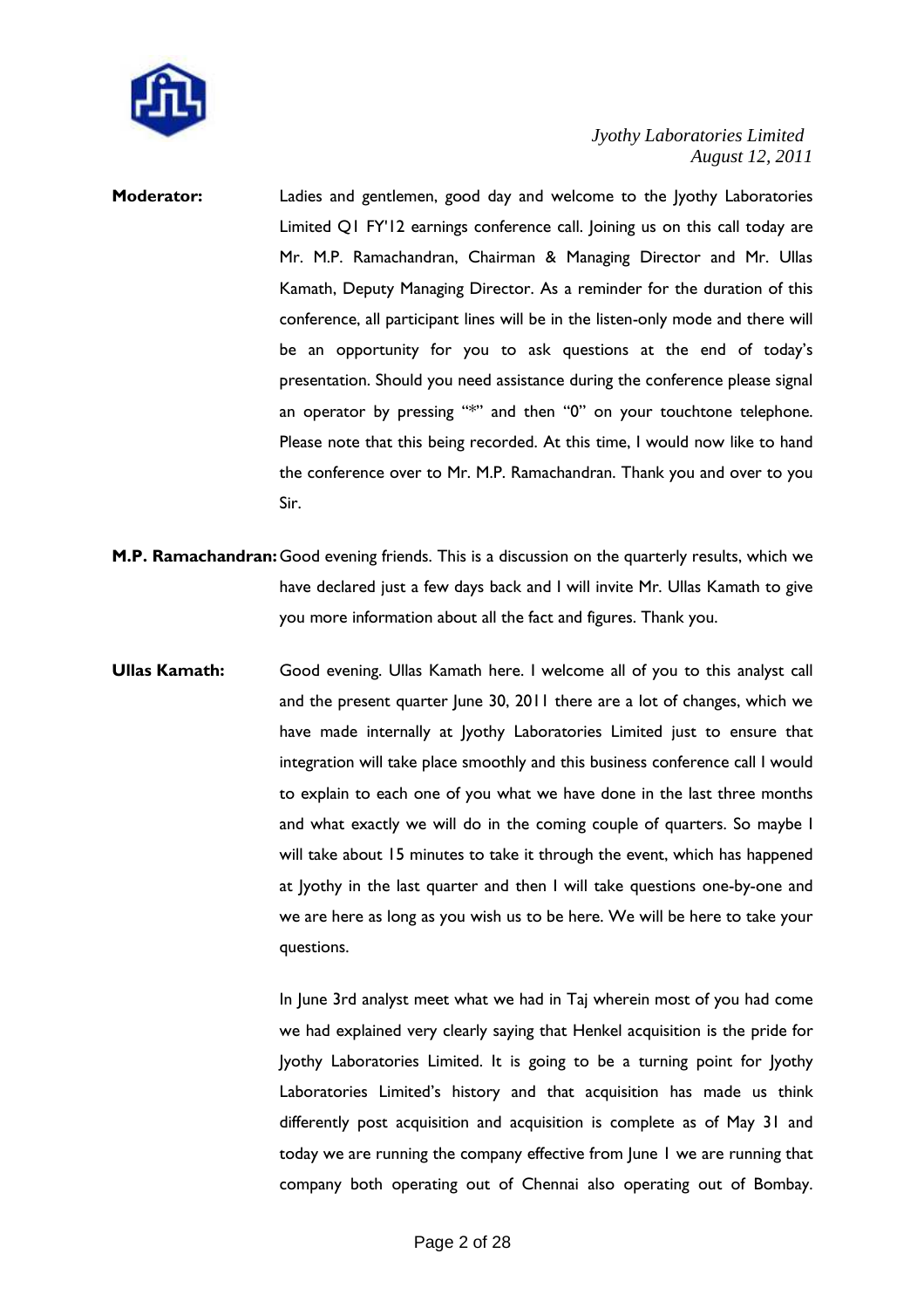**Moderator:** Ladies and gentlemen, good day and welcome to the Jyothy Laboratories Limited Q1 FY'12 earnings conference call. Joining us on this call today are Mr. M.P. Ramachandran, Chairman & Managing Director and Mr. Ullas Kamath, Deputy Managing Director. As a reminder for the duration of this conference, all participant lines will be in the listen-only mode and there will be an opportunity for you to ask questions at the end of today's presentation. Should you need assistance during the conference please signal an operator by pressing "*" and then "0" on your touchtone telephone. Please note that this being recorded. At this time, I would now like to hand the conference over to Mr. M.P. Ramachandran. Thank you and over to you Sir.

**M.P. Ramachandran:** Good evening friends. This is a discussion on the quarterly results, which we have declared just a few days back and I will invite Mr. Ullas Kamath to give you more information about all the fact and figures. Thank you.

**Ullas Kamath:** Good evening. Ullas Kamath here. I welcome all of you to this analyst call and the present quarter June 30, 2011 there are a lot of changes, which we have made internally at Jyothy Laboratories Limited just to ensure that integration will take place smoothly and this business conference call I would to explain to each one of you what we have done in the last three months and what exactly we will do in the coming couple of quarters. So maybe I will take about 15 minutes to take it through the event, which has happened at Jyothy in the last quarter and then I will take questions one-by-one and we are here as long as you wish us to be here. We will be here to take your questions.

In June 3rd analyst meet what we had in Taj wherein most of you had come we had explained very clearly saying that Henkel acquisition is the pride for Jyothy Laboratories Limited. It is going to be a turning point for Jyothy Laboratories Limited's history and that acquisition has made us think differently post acquisition and acquisition is complete as of May 31 and today we are running the company effective from June 1 we are running that company both operating out of Chennai also operating out of Bombay.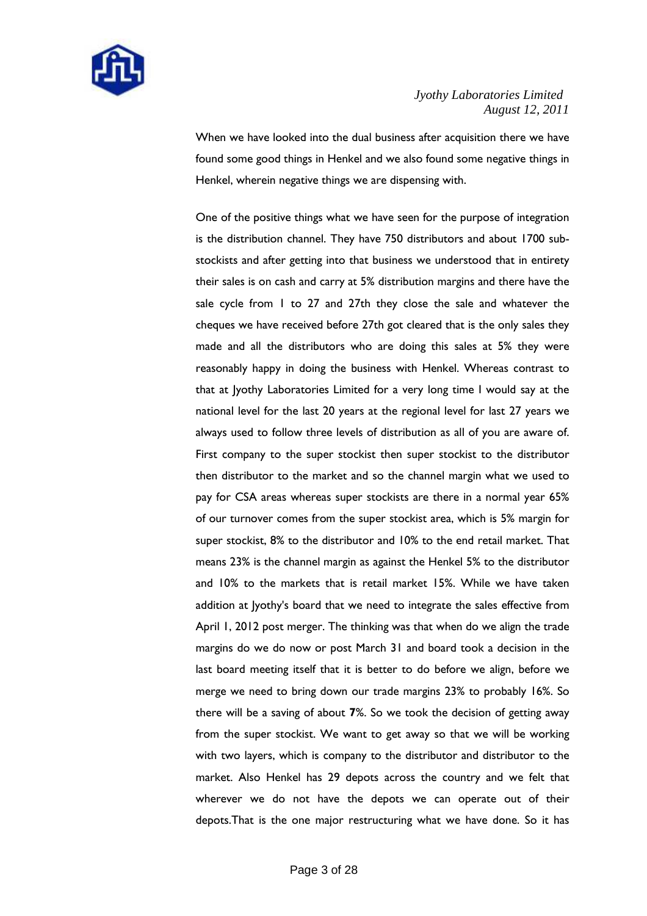When we have looked into the dual business after acquisition there we have found some good things in Henkel and we also found some negative things in Henkel, wherein negative things we are dispensing with.

One of the positive things what we have seen for the purpose of integration is the distribution channel. They have 750 distributors and about 1700 sub-stockists and after getting into that business we understood that in entirety their sales is on cash and carry at 5% distribution margins and there have the sale cycle from 1 to 27 and 27th they close the sale and whatever the cheques we have received before 27th got cleared that is the only sales they made and all the distributors who are doing this sales at 5% they were reasonably happy in doing the business with Henkel. Whereas contrast to that at Jyothy Laboratories Limited for a very long time I would say at the national level for the last 20 years at the regional level for last 27 years we always used to follow three levels of distribution as all of you are aware of. First company to the super stockist then super stockist to the distributor then distributor to the market and so the channel margin what we used to pay for CSA areas whereas super stockists are there in a normal year 65% of our turnover comes from the super stockist area, which is 5% margin for super stockist, 8% to the distributor and 10% to the end retail market. That means 23% is the channel margin as against the Henkel 5% to the distributor and 10% to the markets that is retail market 15%. While we have taken addition at Jyothy's board that we need to integrate the sales effective from April 1, 2012 post merger. The thinking was that when do we align the trade margins do we do now or post March 31 and board took a decision in the last board meeting itself that it is better to do before we align, before we merge we need to bring down our trade margins 23% to probably 16%. So there will be a saving of about **7**%. So we took the decision of getting away from the super stockist. We want to get away so that we will be working with two layers, which is company to the distributor and distributor to the market. Also Henkel has 29 depots across the country and we felt that wherever we do not have the depots we can operate out of their depots.That is the one major restructuring what we have done. So it has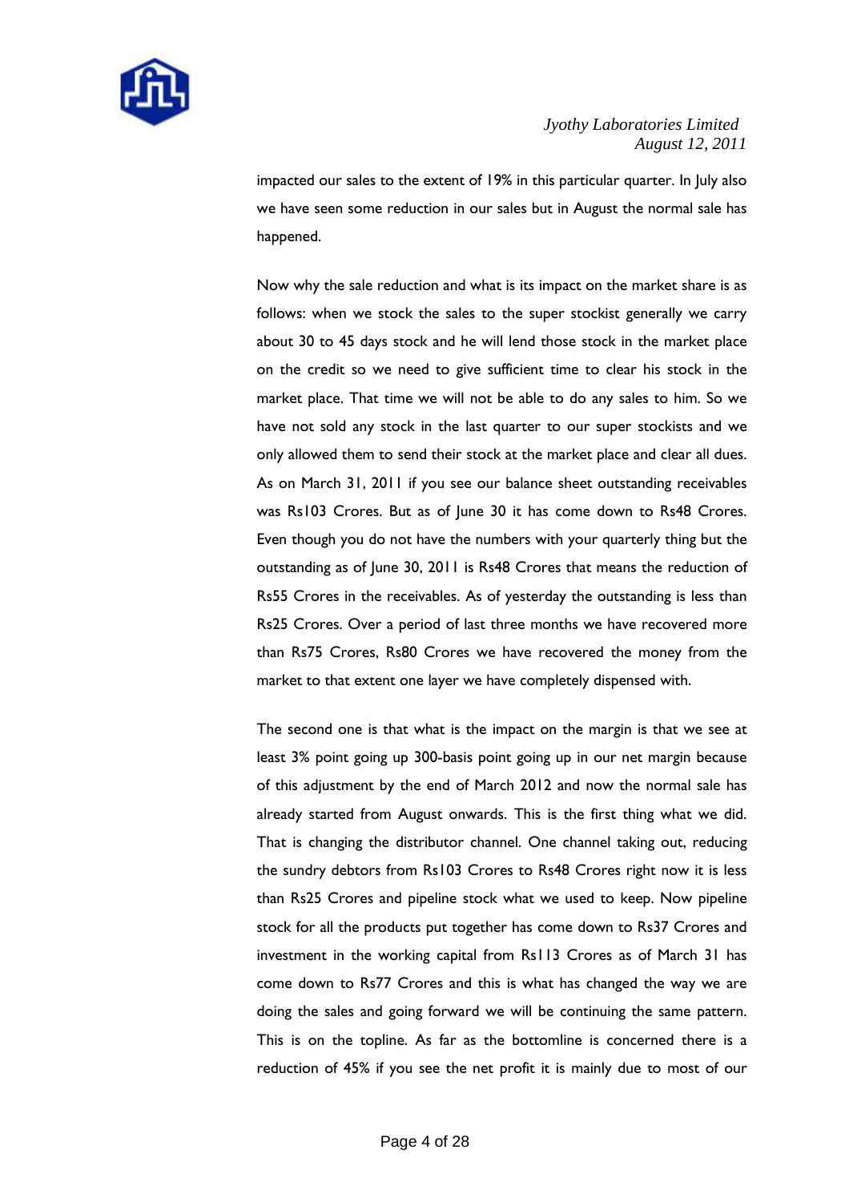impacted our sales to the extent of 19% in this particular quarter. In July also we have seen some reduction in our sales but in August the normal sale has happened.

Now why the sale reduction and what is its impact on the market share is as follows: when we stock the sales to the super stockist generally we carry about 30 to 45 days stock and he will lend those stock in the market place on the credit so we need to give sufficient time to clear his stock in the market place. That time we will not be able to do any sales to him. So we have not sold any stock in the last quarter to our super stockists and we only allowed them to send their stock at the market place and clear all dues. As on March 31, 2011 if you see our balance sheet outstanding receivables was Rs103 Crores. But as of June 30 it has come down to Rs48 Crores. Even though you do not have the numbers with your quarterly thing but the outstanding as of June 30, 2011 is Rs48 Crores that means the reduction of Rs55 Crores in the receivables. As of yesterday the outstanding is less than Rs25 Crores. Over a period of last three months we have recovered more than Rs75 Crores, Rs80 Crores we have recovered the money from the market to that extent one layer we have completely dispensed with.

The second one is that what is the impact on the margin is that we see at least 3% point going up 300-basis point going up in our net margin because of this adjustment by the end of March 2012 and now the normal sale has already started from August onwards. This is the first thing what we did. That is changing the distributor channel. One channel taking out, reducing the sundry debtors from Rs103 Crores to Rs48 Crores right now it is less than Rs25 Crores and pipeline stock what we used to keep. Now pipeline stock for all the products put together has come down to Rs37 Crores and investment in the working capital from Rs113 Crores as of March 31 has come down to Rs77 Crores and this is what has changed the way we are doing the sales and going forward we will be continuing the same pattern. This is on the topline. As far as the bottomline is concerned there is a reduction of 45% if you see the net profit it is mainly due to most of our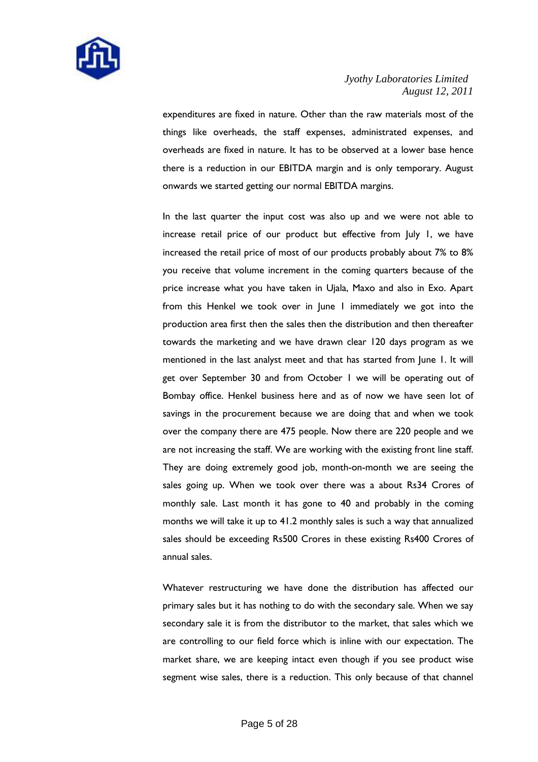expenditures are fixed in nature. Other than the raw materials most of the things like overheads, the staff expenses, administrated expenses, and overheads are fixed in nature. It has to be observed at a lower base hence there is a reduction in our EBITDA margin and is only temporary. August onwards we started getting our normal EBITDA margins.

In the last quarter the input cost was also up and we were not able to increase retail price of our product but effective from July 1, we have increased the retail price of most of our products probably about 7% to 8% you receive that volume increment in the coming quarters because of the price increase what you have taken in Ujala, Maxo and also in Exo. Apart from this Henkel we took over in June 1 immediately we got into the production area first then the sales then the distribution and then thereafter towards the marketing and we have drawn clear 120 days program as we mentioned in the last analyst meet and that has started from June 1. It will get over September 30 and from October 1 we will be operating out of Bombay office. Henkel business here and as of now we have seen lot of savings in the procurement because we are doing that and when we took over the company there are 475 people. Now there are 220 people and we are not increasing the staff. We are working with the existing front line staff. They are doing extremely good job, month-on-month we are seeing the sales going up. When we took over there was a about Rs34 Crores of monthly sale. Last month it has gone to 40 and probably in the coming months we will take it up to 41.2 monthly sales is such a way that annualized sales should be exceeding Rs500 Crores in these existing Rs400 Crores of annual sales.

Whatever restructuring we have done the distribution has affected our primary sales but it has nothing to do with the secondary sale. When we say secondary sale it is from the distributor to the market, that sales which we are controlling to our field force which is inline with our expectation. The market share, we are keeping intact even though if you see product wise segment wise sales, there is a reduction. This only because of that channel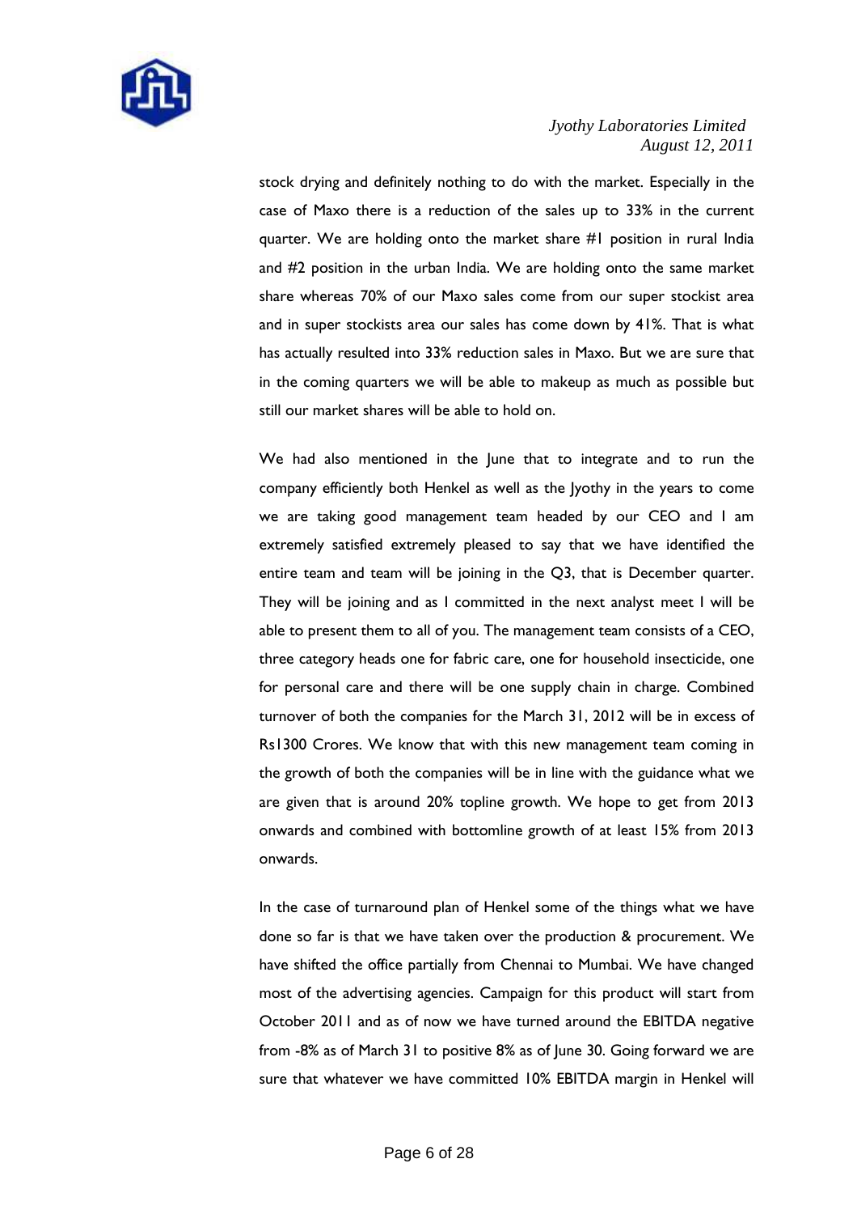stock drying and definitely nothing to do with the market. Especially in the case of Maxo there is a reduction of the sales up to 33% in the current quarter. We are holding onto the market share #1 position in rural India and #2 position in the urban India. We are holding onto the same market share whereas 70% of our Maxo sales come from our super stockist area and in super stockists area our sales has come down by 41%. That is what has actually resulted into 33% reduction sales in Maxo. But we are sure that in the coming quarters we will be able to makeup as much as possible but still our market shares will be able to hold on.

We had also mentioned in the June that to integrate and to run the company efficiently both Henkel as well as the Jyothy in the years to come we are taking good management team headed by our CEO and I am extremely satisfied extremely pleased to say that we have identified the entire team and team will be joining in the Q3, that is December quarter. They will be joining and as I committed in the next analyst meet I will be able to present them to all of you. The management team consists of a CEO, three category heads one for fabric care, one for household insecticide, one for personal care and there will be one supply chain in charge. Combined turnover of both the companies for the March 31, 2012 will be in excess of Rs1300 Crores. We know that with this new management team coming in the growth of both the companies will be in line with the guidance what we are given that is around 20% topline growth. We hope to get from 2013 onwards and combined with bottomline growth of at least 15% from 2013 onwards.

In the case of turnaround plan of Henkel some of the things what we have done so far is that we have taken over the production & procurement. We have shifted the office partially from Chennai to Mumbai. We have changed most of the advertising agencies. Campaign for this product will start from October 2011 and as of now we have turned around the EBITDA negative from -8% as of March 31 to positive 8% as of June 30. Going forward we are sure that whatever we have committed 10% EBITDA margin in Henkel will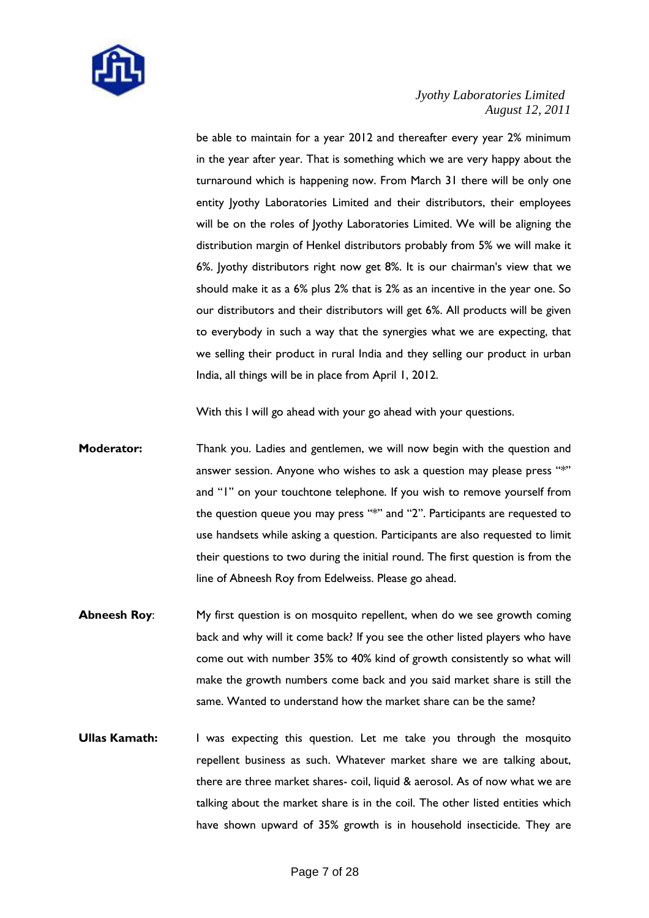be able to maintain for a year 2012 and thereafter every year 2% minimum in the year after year. That is something which we are very happy about the turnaround which is happening now. From March 31 there will be only one entity Jyothy Laboratories Limited and their distributors, their employees will be on the roles of Jyothy Laboratories Limited. We will be aligning the distribution margin of Henkel distributors probably from 5% we will make it 6%. Jyothy distributors right now get 8%. It is our chairman's view that we should make it as a 6% plus 2% that is 2% as an incentive in the year one. So our distributors and their distributors will get 6%. All products will be given to everybody in such a way that the synergies what we are expecting, that we selling their product in rural India and they selling our product in urban India, all things will be in place from April 1, 2012.

With this I will go ahead with your go ahead with your questions.

**Moderator:** Thank you. Ladies and gentlemen, we will now begin with the question and answer session. Anyone who wishes to ask a question may please press "*" and "1" on your touchtone telephone. If you wish to remove yourself from the question queue you may press "*" and "2". Participants are requested to use handsets while asking a question. Participants are also requested to limit their questions to two during the initial round. The first question is from the line of Abneesh Roy from Edelweiss. Please go ahead.

**Abneesh Roy**: My first question is on mosquito repellent, when do we see growth coming back and why will it come back? If you see the other listed players who have come out with number 35% to 40% kind of growth consistently so what will make the growth numbers come back and you said market share is still the same. Wanted to understand how the market share can be the same?

**Ullas Kamath:** I was expecting this question. Let me take you through the mosquito repellent business as such. Whatever market share we are talking about, there are three market shares- coil, liquid & aerosol. As of now what we are talking about the market share is in the coil. The other listed entities which have shown upward of 35% growth is in household insecticide. They are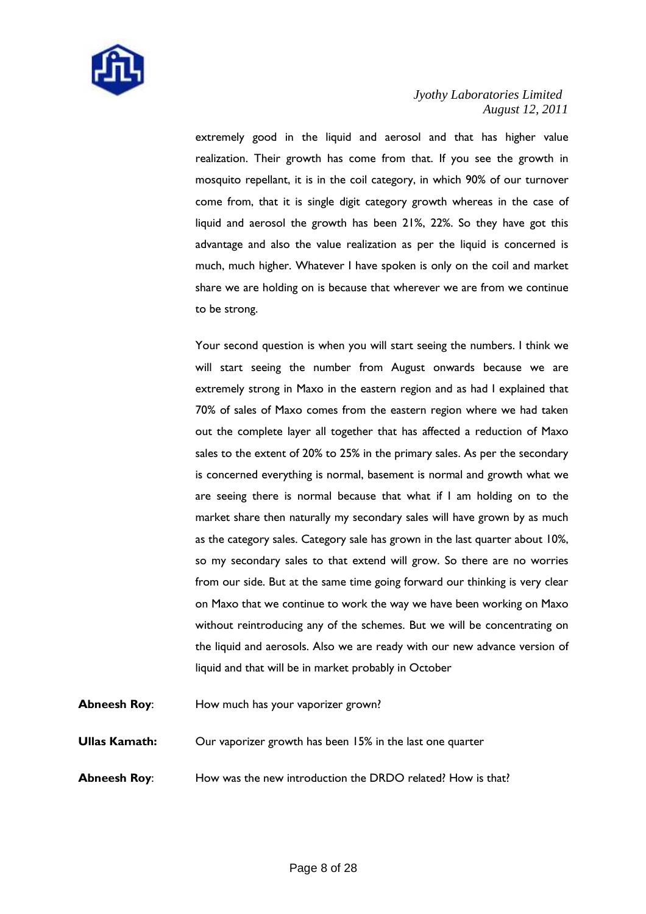extremely good in the liquid and aerosol and that has higher value realization. Their growth has come from that. If you see the growth in mosquito repellant, it is in the coil category, in which 90% of our turnover come from, that it is single digit category growth whereas in the case of liquid and aerosol the growth has been 21%, 22%. So they have got this advantage and also the value realization as per the liquid is concerned is much, much higher. Whatever I have spoken is only on the coil and market share we are holding on is because that wherever we are from we continue to be strong.

Your second question is when you will start seeing the numbers. I think we will start seeing the number from August onwards because we are extremely strong in Maxo in the eastern region and as had I explained that 70% of sales of Maxo comes from the eastern region where we had taken out the complete layer all together that has affected a reduction of Maxo sales to the extent of 20% to 25% in the primary sales. As per the secondary is concerned everything is normal, basement is normal and growth what we are seeing there is normal because that what if I am holding on to the market share then naturally my secondary sales will have grown by as much as the category sales. Category sale has grown in the last quarter about 10%, so my secondary sales to that extend will grow. So there are no worries from our side. But at the same time going forward our thinking is very clear on Maxo that we continue to work the way we have been working on Maxo without reintroducing any of the schemes. But we will be concentrating on the liquid and aerosols. Also we are ready with our new advance version of liquid and that will be in market probably in October

**Abneesh Roy**: How much has your vaporizer grown?

**Ullas Kamath:** Our vaporizer growth has been 15% in the last one quarter

**Abneesh Roy**: How was the new introduction the DRDO related? How is that?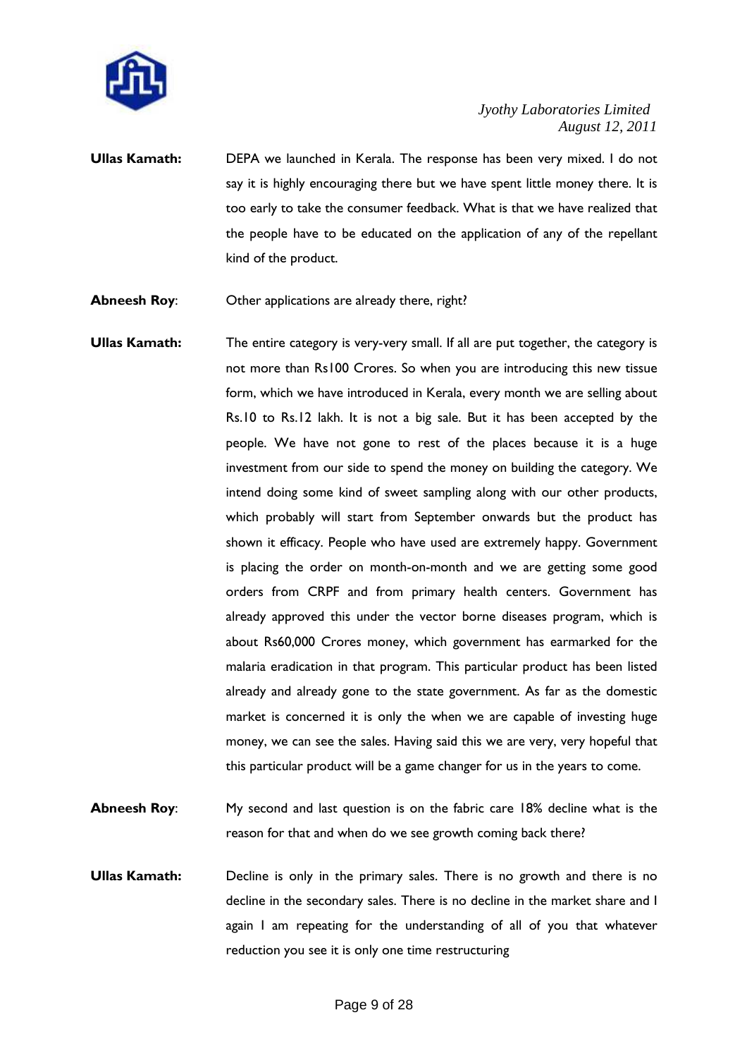**Ullas Kamath:** DEPA we launched in Kerala. The response has been very mixed. I do not say it is highly encouraging there but we have spent little money there. It is too early to take the consumer feedback. What is that we have realized that the people have to be educated on the application of any of the repellant kind of the product.

**Abneesh Roy**: Other applications are already there, right?

**Ullas Kamath:** The entire category is very-very small. If all are put together, the category is not more than Rs100 Crores. So when you are introducing this new tissue form, which we have introduced in Kerala, every month we are selling about Rs.10 to Rs.12 lakh. It is not a big sale. But it has been accepted by the people. We have not gone to rest of the places because it is a huge investment from our side to spend the money on building the category. We intend doing some kind of sweet sampling along with our other products, which probably will start from September onwards but the product has shown it efficacy. People who have used are extremely happy. Government is placing the order on month-on-month and we are getting some good orders from CRPF and from primary health centers. Government has already approved this under the vector borne diseases program, which is about Rs60,000 Crores money, which government has earmarked for the malaria eradication in that program. This particular product has been listed already and already gone to the state government. As far as the domestic market is concerned it is only the when we are capable of investing huge money, we can see the sales. Having said this we are very, very hopeful that this particular product will be a game changer for us in the years to come.

**Abneesh Roy**: My second and last question is on the fabric care 18% decline what is the reason for that and when do we see growth coming back there?

**Ullas Kamath:** Decline is only in the primary sales. There is no growth and there is no decline in the secondary sales. There is no decline in the market share and I again I am repeating for the understanding of all of you that whatever reduction you see it is only one time restructuring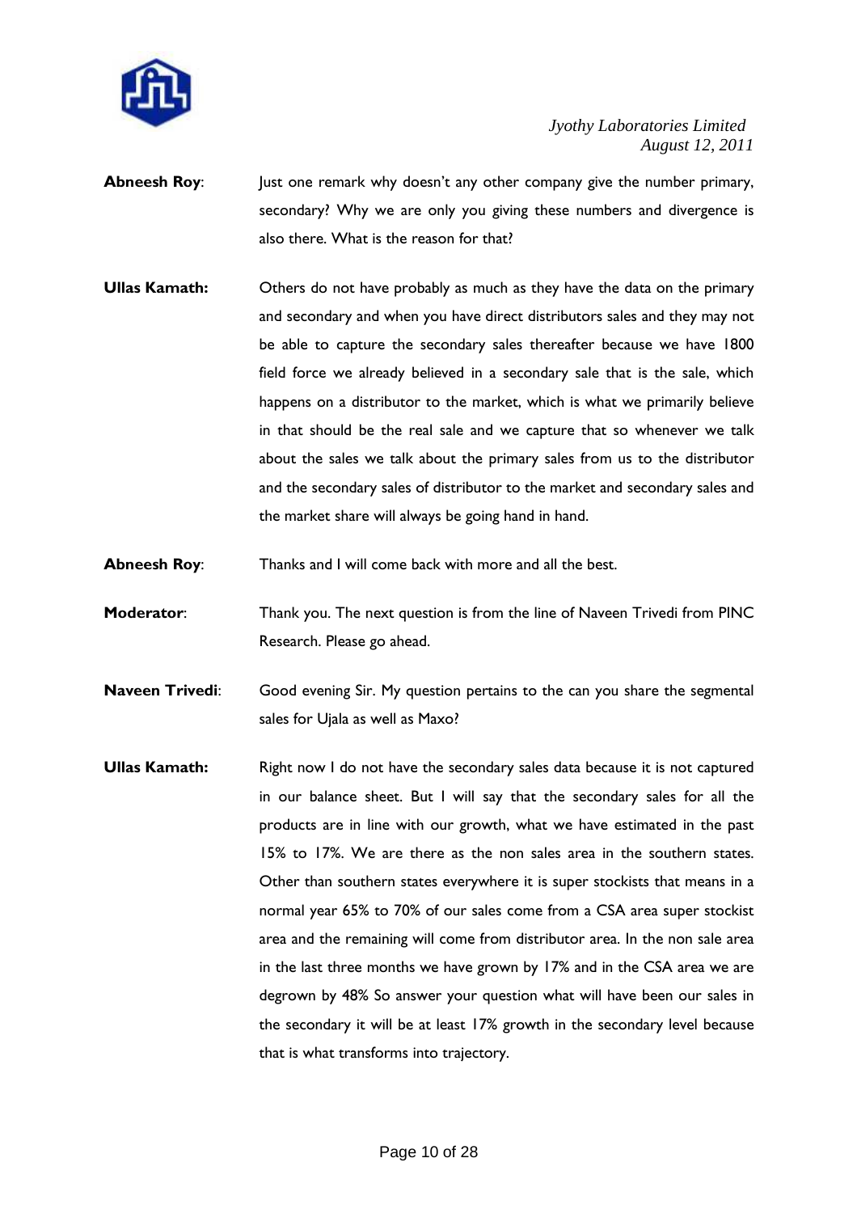**Abneesh Roy**: Just one remark why doesn't any other company give the number primary, secondary? Why we are only you giving these numbers and divergence is also there. What is the reason for that?

**Ullas Kamath:** Others do not have probably as much as they have the data on the primary and secondary and when you have direct distributors sales and they may not be able to capture the secondary sales thereafter because we have 1800 field force we already believed in a secondary sale that is the sale, which happens on a distributor to the market, which is what we primarily believe in that should be the real sale and we capture that so whenever we talk about the sales we talk about the primary sales from us to the distributor and the secondary sales of distributor to the market and secondary sales and the market share will always be going hand in hand.

**Abneesh Roy**: Thanks and I will come back with more and all the best.

**Moderator**: Thank you. The next question is from the line of Naveen Trivedi from PINC Research. Please go ahead.

**Naveen Trivedi**: Good evening Sir. My question pertains to the can you share the segmental sales for Ujala as well as Maxo?

**Ullas Kamath:** Right now I do not have the secondary sales data because it is not captured in our balance sheet. But I will say that the secondary sales for all the products are in line with our growth, what we have estimated in the past 15% to 17%. We are there as the non sales area in the southern states. Other than southern states everywhere it is super stockists that means in a normal year 65% to 70% of our sales come from a CSA area super stockist area and the remaining will come from distributor area. In the non sale area in the last three months we have grown by 17% and in the CSA area we are degrown by 48% So answer your question what will have been our sales in the secondary it will be at least 17% growth in the secondary level because that is what transforms into trajectory.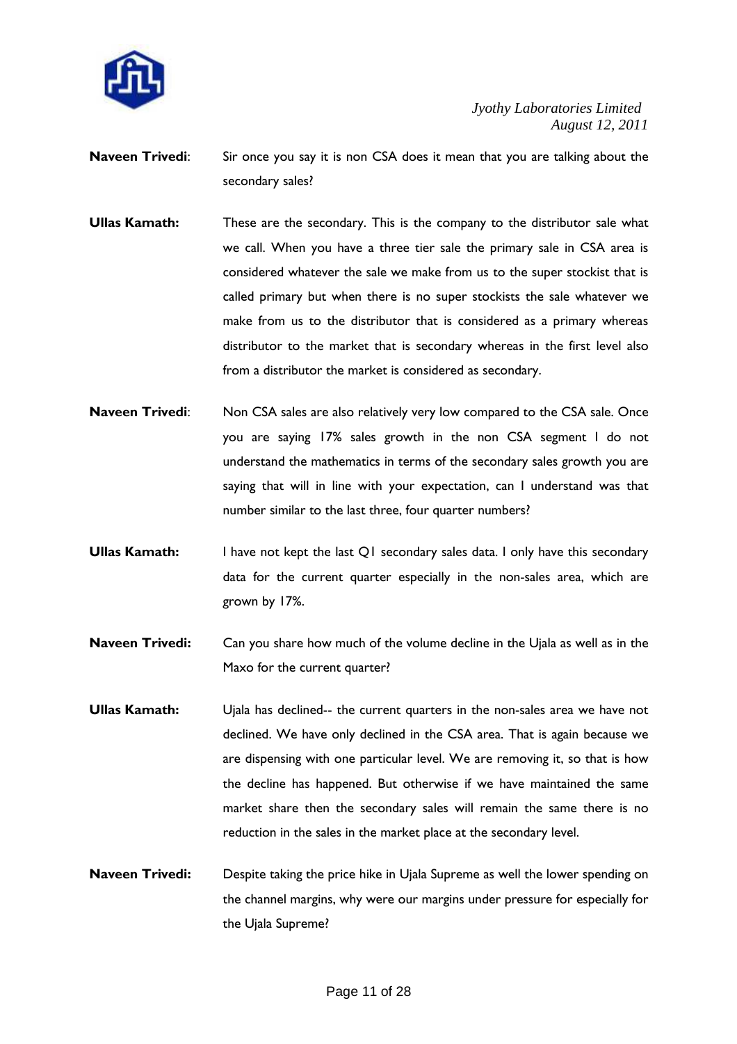**Naveen Trivedi**: Sir once you say it is non CSA does it mean that you are talking about the secondary sales?

**Ullas Kamath:** These are the secondary. This is the company to the distributor sale what we call. When you have a three tier sale the primary sale in CSA area is considered whatever the sale we make from us to the super stockist that is called primary but when there is no super stockists the sale whatever we make from us to the distributor that is considered as a primary whereas distributor to the market that is secondary whereas in the first level also from a distributor the market is considered as secondary.

**Naveen Trivedi**: Non CSA sales are also relatively very low compared to the CSA sale. Once you are saying 17% sales growth in the non CSA segment I do not understand the mathematics in terms of the secondary sales growth you are saying that will in line with your expectation, can I understand was that number similar to the last three, four quarter numbers?

**Ullas Kamath:** I have not kept the last Q1 secondary sales data. I only have this secondary data for the current quarter especially in the non-sales area, which are grown by 17%.

**Naveen Trivedi:** Can you share how much of the volume decline in the Ujala as well as in the Maxo for the current quarter?

**Ullas Kamath:** Ujala has declined-- the current quarters in the non-sales area we have not declined. We have only declined in the CSA area. That is again because we are dispensing with one particular level. We are removing it, so that is how the decline has happened. But otherwise if we have maintained the same market share then the secondary sales will remain the same there is no reduction in the sales in the market place at the secondary level.

**Naveen Trivedi:** Despite taking the price hike in Ujala Supreme as well the lower spending on the channel margins, why were our margins under pressure for especially for the Ujala Supreme?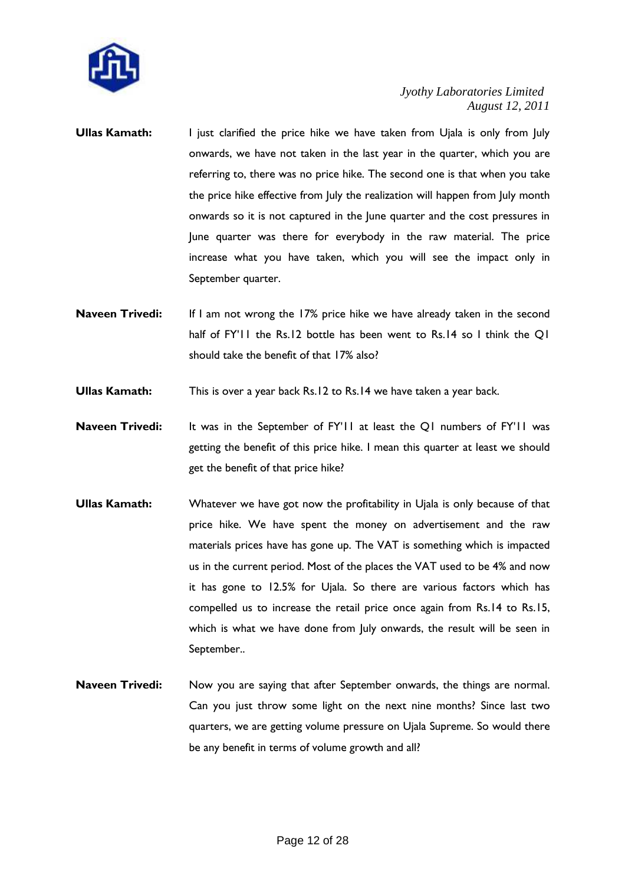**Ullas Kamath:** I just clarified the price hike we have taken from Ujala is only from July onwards, we have not taken in the last year in the quarter, which you are referring to, there was no price hike. The second one is that when you take the price hike effective from July the realization will happen from July month onwards so it is not captured in the June quarter and the cost pressures in June quarter was there for everybody in the raw material. The price increase what you have taken, which you will see the impact only in September quarter.

**Naveen Trivedi:** If I am not wrong the 17% price hike we have already taken in the second half of FY'11 the Rs.12 bottle has been went to Rs.14 so I think the Q1 should take the benefit of that 17% also?

**Ullas Kamath:** This is over a year back Rs.12 to Rs.14 we have taken a year back.

**Naveen Trivedi:** It was in the September of FY'11 at least the Q1 numbers of FY'11 was getting the benefit of this price hike. I mean this quarter at least we should get the benefit of that price hike?

**Ullas Kamath:** Whatever we have got now the profitability in Ujala is only because of that price hike. We have spent the money on advertisement and the raw materials prices have has gone up. The VAT is something which is impacted us in the current period. Most of the places the VAT used to be 4% and now it has gone to 12.5% for Ujala. So there are various factors which has compelled us to increase the retail price once again from Rs.14 to Rs.15, which is what we have done from July onwards, the result will be seen in September..

**Naveen Trivedi:** Now you are saying that after September onwards, the things are normal. Can you just throw some light on the next nine months? Since last two quarters, we are getting volume pressure on Ujala Supreme. So would there be any benefit in terms of volume growth and all?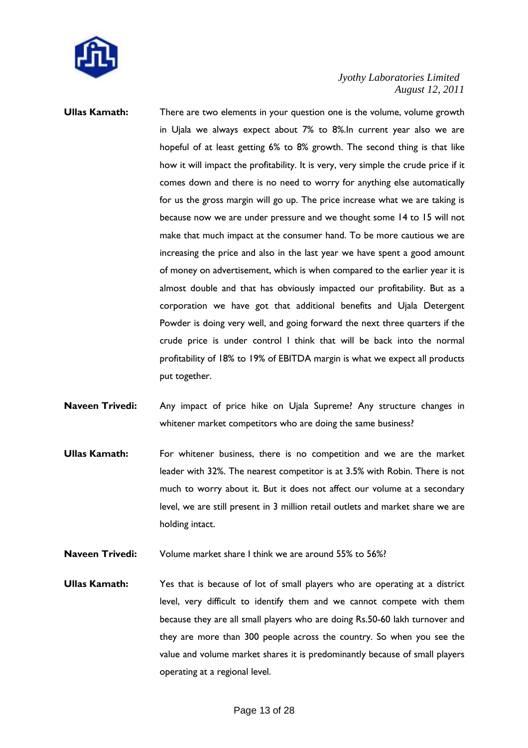**Ullas Kamath:** There are two elements in your question one is the volume, volume growth in Ujala we always expect about 7% to 8%.In current year also we are hopeful of at least getting 6% to 8% growth. The second thing is that like how it will impact the profitability. It is very, very simple the crude price if it comes down and there is no need to worry for anything else automatically for us the gross margin will go up. The price increase what we are taking is because now we are under pressure and we thought some 14 to 15 will not make that much impact at the consumer hand. To be more cautious we are increasing the price and also in the last year we have spent a good amount of money on advertisement, which is when compared to the earlier year it is almost double and that has obviously impacted our profitability. But as a corporation we have got that additional benefits and Ujala Detergent Powder is doing very well, and going forward the next three quarters if the crude price is under control I think that will be back into the normal profitability of 18% to 19% of EBITDA margin is what we expect all products put together.

**Naveen Trivedi:** Any impact of price hike on Ujala Supreme? Any structure changes in whitener market competitors who are doing the same business?

**Ullas Kamath:** For whitener business, there is no competition and we are the market leader with 32%. The nearest competitor is at 3.5% with Robin. There is not much to worry about it. But it does not affect our volume at a secondary level, we are still present in 3 million retail outlets and market share we are holding intact.

**Naveen Trivedi:** Volume market share I think we are around 55% to 56%?

**Ullas Kamath:** Yes that is because of lot of small players who are operating at a district level, very difficult to identify them and we cannot compete with them because they are all small players who are doing Rs.50-60 lakh turnover and they are more than 300 people across the country. So when you see the value and volume market shares it is predominantly because of small players operating at a regional level.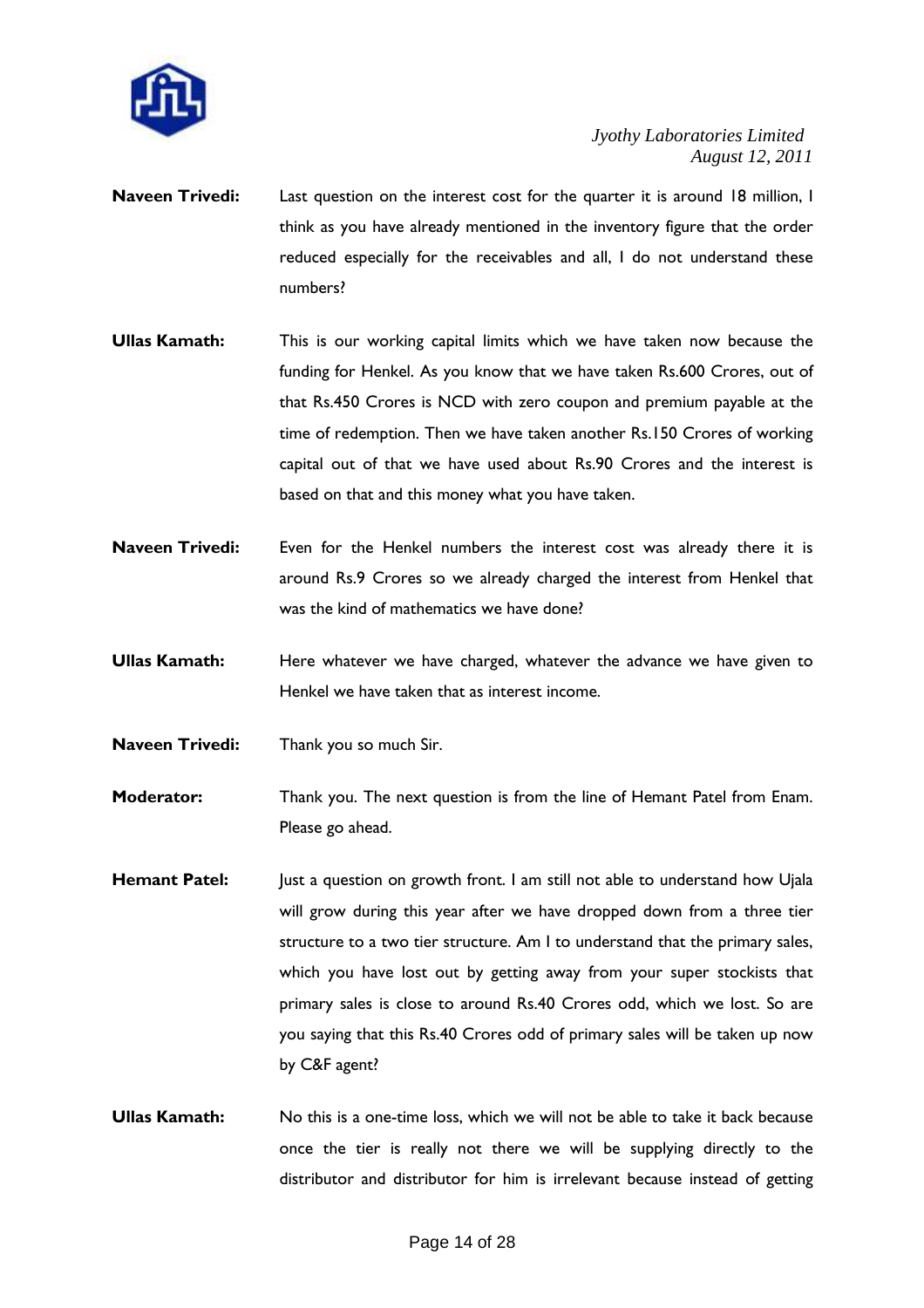**Naveen Trivedi:** Last question on the interest cost for the quarter it is around 18 million, I think as you have already mentioned in the inventory figure that the order reduced especially for the receivables and all, I do not understand these numbers?

**Ullas Kamath:** This is our working capital limits which we have taken now because the funding for Henkel. As you know that we have taken Rs.600 Crores, out of that Rs.450 Crores is NCD with zero coupon and premium payable at the time of redemption. Then we have taken another Rs.150 Crores of working capital out of that we have used about Rs.90 Crores and the interest is based on that and this money what you have taken.

**Naveen Trivedi:** Even for the Henkel numbers the interest cost was already there it is around Rs.9 Crores so we already charged the interest from Henkel that was the kind of mathematics we have done?

**Ullas Kamath:** Here whatever we have charged, whatever the advance we have given to Henkel we have taken that as interest income.

**Naveen Trivedi:** Thank you so much Sir.

**Moderator:** Thank you. The next question is from the line of Hemant Patel from Enam. Please go ahead.

**Hemant Patel:** Just a question on growth front. I am still not able to understand how Ujala will grow during this year after we have dropped down from a three tier structure to a two tier structure. Am I to understand that the primary sales, which you have lost out by getting away from your super stockists that primary sales is close to around Rs.40 Crores odd, which we lost. So are you saying that this Rs.40 Crores odd of primary sales will be taken up now by C&F agent?

**Ullas Kamath:** No this is a one-time loss, which we will not be able to take it back because once the tier is really not there we will be supplying directly to the distributor and distributor for him is irrelevant because instead of getting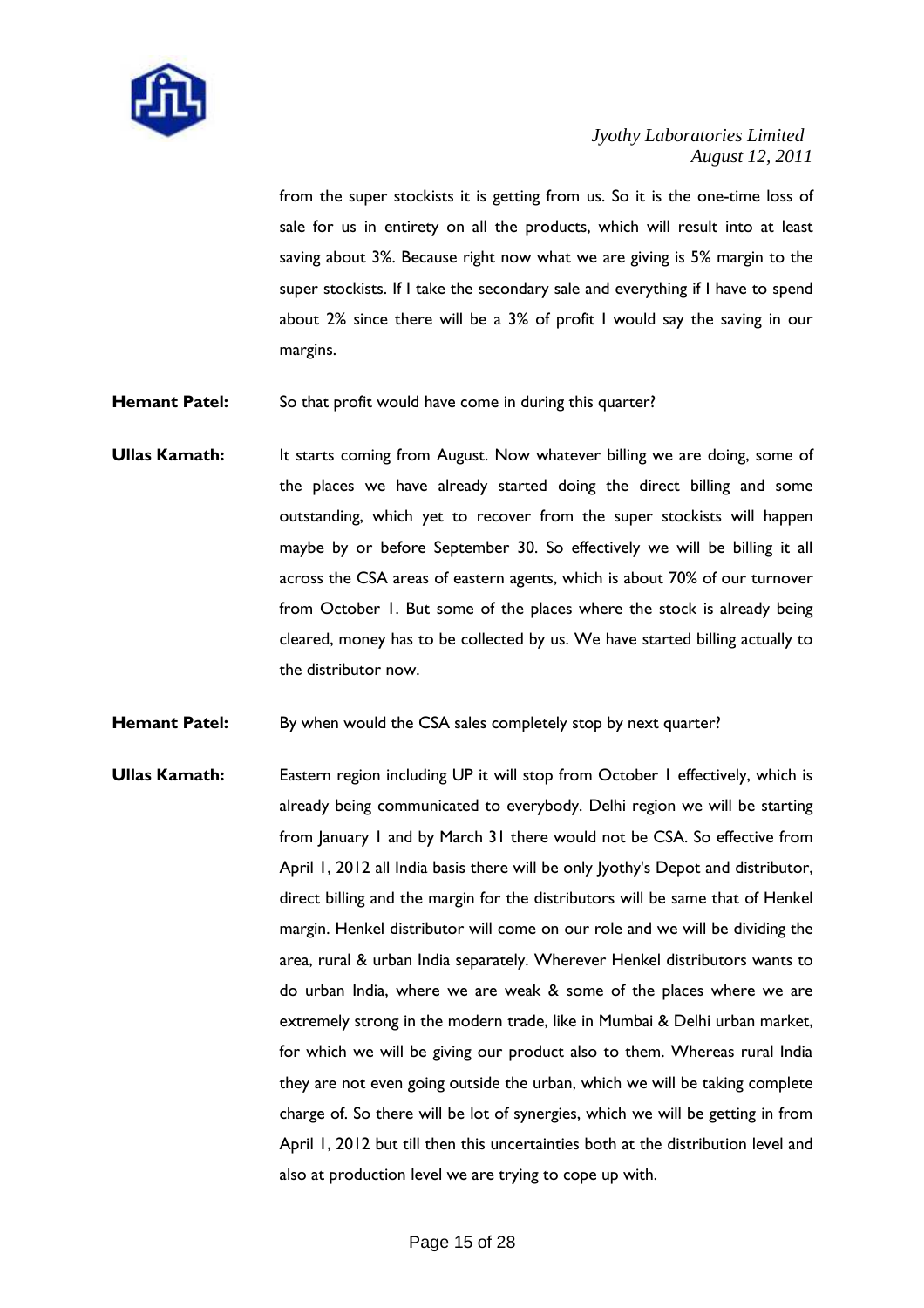from the super stockists it is getting from us. So it is the one-time loss of sale for us in entirety on all the products, which will result into at least saving about 3%. Because right now what we are giving is 5% margin to the super stockists. If I take the secondary sale and everything if I have to spend about 2% since there will be a 3% of profit I would say the saving in our margins.

**Hemant Patel:** So that profit would have come in during this quarter?

**Ullas Kamath:** It starts coming from August. Now whatever billing we are doing, some of the places we have already started doing the direct billing and some outstanding, which yet to recover from the super stockists will happen maybe by or before September 30. So effectively we will be billing it all across the CSA areas of eastern agents, which is about 70% of our turnover from October 1. But some of the places where the stock is already being cleared, money has to be collected by us. We have started billing actually to the distributor now.

**Hemant Patel:** By when would the CSA sales completely stop by next quarter?

**Ullas Kamath:** Eastern region including UP it will stop from October 1 effectively, which is already being communicated to everybody. Delhi region we will be starting from January 1 and by March 31 there would not be CSA. So effective from April 1, 2012 all India basis there will be only Jyothy's Depot and distributor, direct billing and the margin for the distributors will be same that of Henkel margin. Henkel distributor will come on our role and we will be dividing the area, rural & urban India separately. Wherever Henkel distributors wants to do urban India, where we are weak & some of the places where we are extremely strong in the modern trade, like in Mumbai & Delhi urban market, for which we will be giving our product also to them. Whereas rural India they are not even going outside the urban, which we will be taking complete charge of. So there will be lot of synergies, which we will be getting in from April 1, 2012 but till then this uncertainties both at the distribution level and also at production level we are trying to cope up with.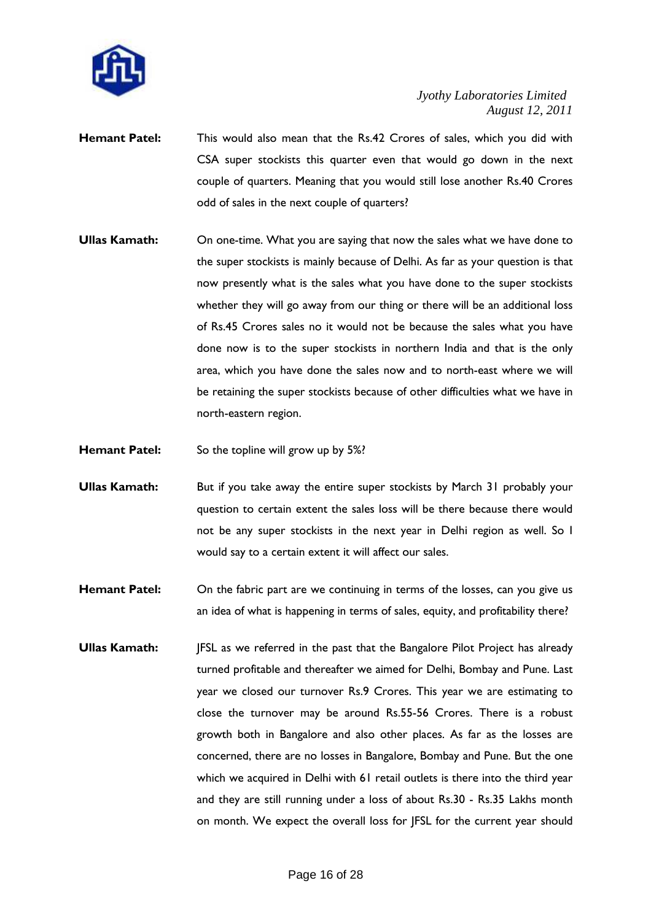**Hemant Patel:** This would also mean that the Rs.42 Crores of sales, which you did with CSA super stockists this quarter even that would go down in the next couple of quarters. Meaning that you would still lose another Rs.40 Crores odd of sales in the next couple of quarters?

**Ullas Kamath:** On one-time. What you are saying that now the sales what we have done to the super stockists is mainly because of Delhi. As far as your question is that now presently what is the sales what you have done to the super stockists whether they will go away from our thing or there will be an additional loss of Rs.45 Crores sales no it would not be because the sales what you have done now is to the super stockists in northern India and that is the only area, which you have done the sales now and to north-east where we will be retaining the super stockists because of other difficulties what we have in north-eastern region.

**Hemant Patel:** So the topline will grow up by 5%?

**Ullas Kamath:** But if you take away the entire super stockists by March 31 probably your question to certain extent the sales loss will be there because there would not be any super stockists in the next year in Delhi region as well. So I would say to a certain extent it will affect our sales.

**Hemant Patel:** On the fabric part are we continuing in terms of the losses, can you give us an idea of what is happening in terms of sales, equity, and profitability there?

**Ullas Kamath:** JFSL as we referred in the past that the Bangalore Pilot Project has already turned profitable and thereafter we aimed for Delhi, Bombay and Pune. Last year we closed our turnover Rs.9 Crores. This year we are estimating to close the turnover may be around Rs.55-56 Crores. There is a robust growth both in Bangalore and also other places. As far as the losses are concerned, there are no losses in Bangalore, Bombay and Pune. But the one which we acquired in Delhi with 61 retail outlets is there into the third year and they are still running under a loss of about Rs.30 - Rs.35 Lakhs month on month. We expect the overall loss for JFSL for the current year should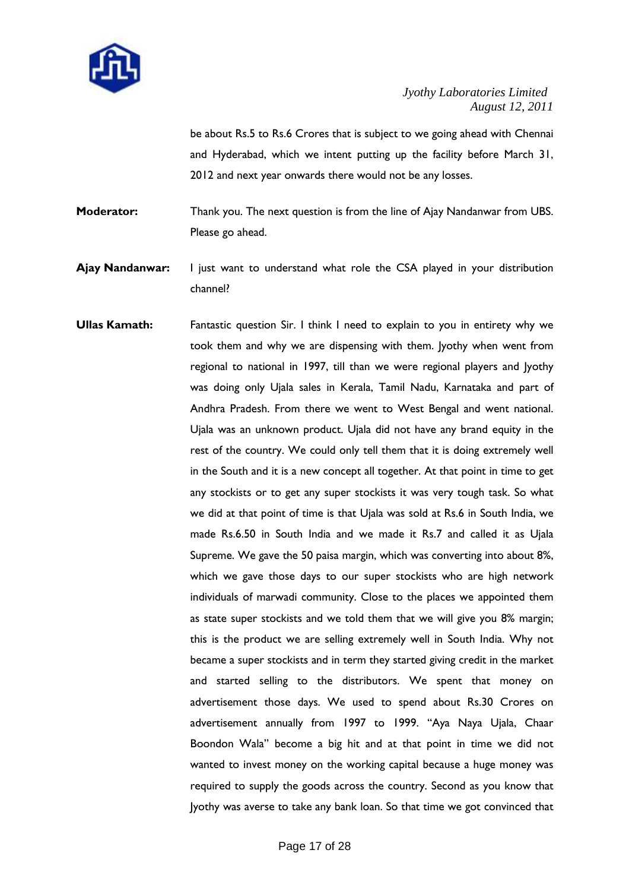be about Rs.5 to Rs.6 Crores that is subject to we going ahead with Chennai and Hyderabad, which we intent putting up the facility before March 31, 2012 and next year onwards there would not be any losses.

**Moderator:** Thank you. The next question is from the line of Ajay Nandanwar from UBS. Please go ahead.

**Ajay Nandanwar:** I just want to understand what role the CSA played in your distribution channel?

**Ullas Kamath:** Fantastic question Sir. I think I need to explain to you in entirety why we took them and why we are dispensing with them. Jyothy when went from regional to national in 1997, till than we were regional players and Jyothy was doing only Ujala sales in Kerala, Tamil Nadu, Karnataka and part of Andhra Pradesh. From there we went to West Bengal and went national. Ujala was an unknown product. Ujala did not have any brand equity in the rest of the country. We could only tell them that it is doing extremely well in the South and it is a new concept all together. At that point in time to get any stockists or to get any super stockists it was very tough task. So what we did at that point of time is that Ujala was sold at Rs.6 in South India, we made Rs.6.50 in South India and we made it Rs.7 and called it as Ujala Supreme. We gave the 50 paisa margin, which was converting into about 8%, which we gave those days to our super stockists who are high network individuals of marwadi community. Close to the places we appointed them as state super stockists and we told them that we will give you 8% margin; this is the product we are selling extremely well in South India. Why not became a super stockists and in term they started giving credit in the market and started selling to the distributors. We spent that money on advertisement those days. We used to spend about Rs.30 Crores on advertisement annually from 1997 to 1999. "Aya Naya Ujala, Chaar Boondon Wala" become a big hit and at that point in time we did not wanted to invest money on the working capital because a huge money was required to supply the goods across the country. Second as you know that Jyothy was averse to take any bank loan. So that time we got convinced that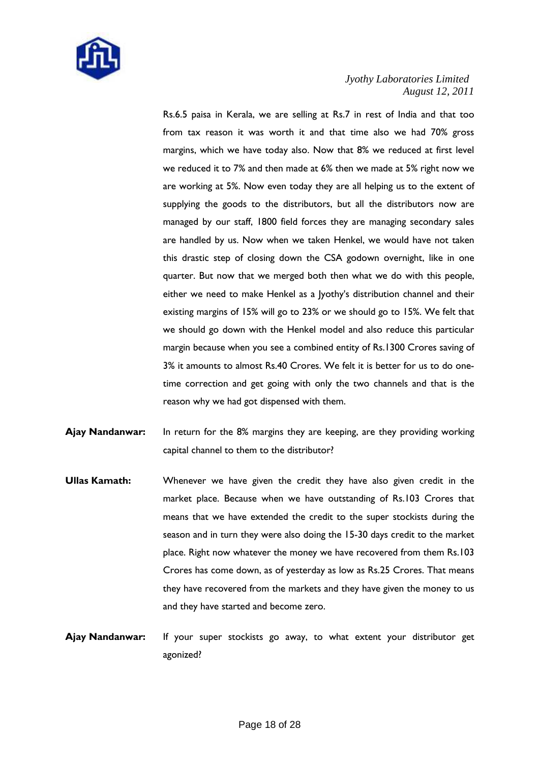Rs.6.5 paisa in Kerala, we are selling at Rs.7 in rest of India and that too from tax reason it was worth it and that time also we had 70% gross margins, which we have today also. Now that 8% we reduced at first level we reduced it to 7% and then made at 6% then we made at 5% right now we are working at 5%. Now even today they are all helping us to the extent of supplying the goods to the distributors, but all the distributors now are managed by our staff, 1800 field forces they are managing secondary sales are handled by us. Now when we taken Henkel, we would have not taken this drastic step of closing down the CSA godown overnight, like in one quarter. But now that we merged both then what we do with this people, either we need to make Henkel as a Jyothy's distribution channel and their existing margins of 15% will go to 23% or we should go to 15%. We felt that we should go down with the Henkel model and also reduce this particular margin because when you see a combined entity of Rs.1300 Crores saving of 3% it amounts to almost Rs.40 Crores. We felt it is better for us to do one-time correction and get going with only the two channels and that is the reason why we had got dispensed with them.

**Ajay Nandanwar:** In return for the 8% margins they are keeping, are they providing working capital channel to them to the distributor?

**Ullas Kamath:** Whenever we have given the credit they have also given credit in the market place. Because when we have outstanding of Rs.103 Crores that means that we have extended the credit to the super stockists during the season and in turn they were also doing the 15-30 days credit to the market place. Right now whatever the money we have recovered from them Rs.103 Crores has come down, as of yesterday as low as Rs.25 Crores. That means they have recovered from the markets and they have given the money to us and they have started and become zero.

**Ajay Nandanwar:** If your super stockists go away, to what extent your distributor get agonized?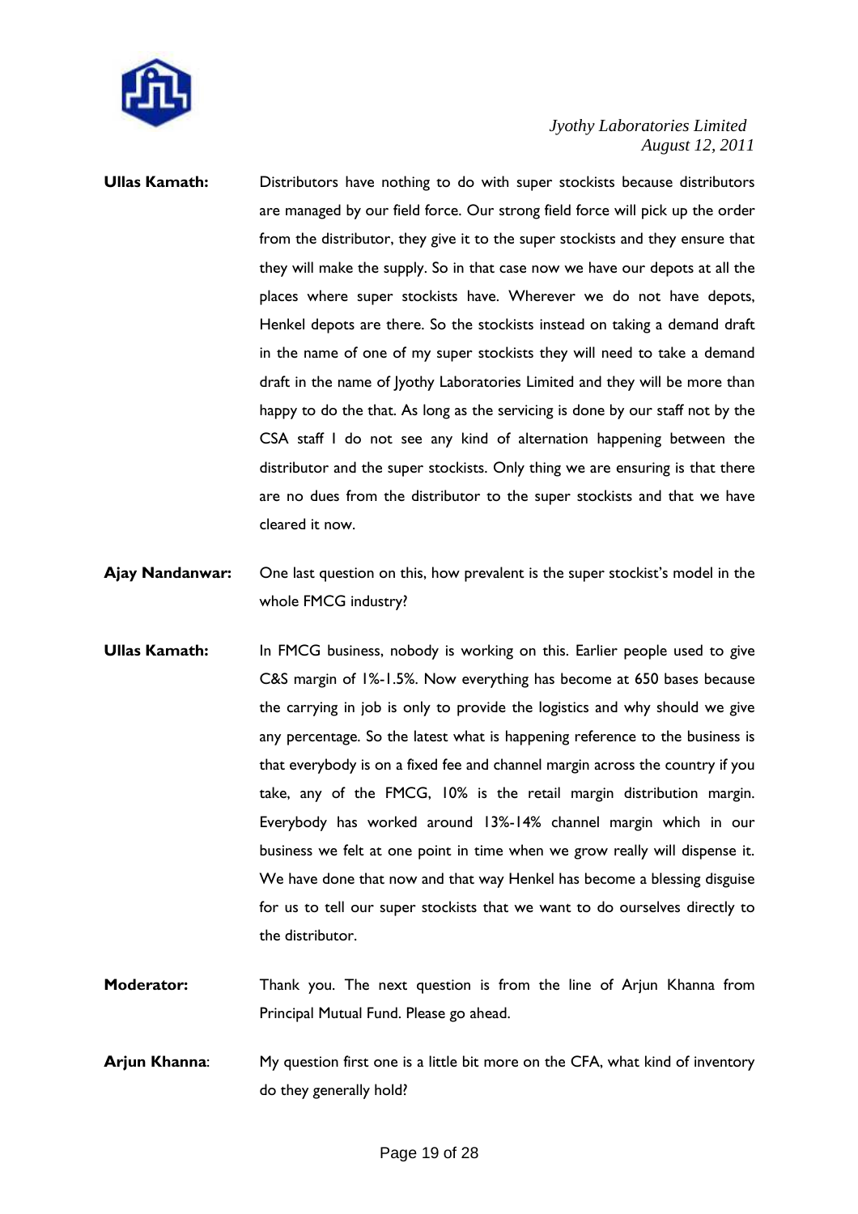**Ullas Kamath:** Distributors have nothing to do with super stockists because distributors are managed by our field force. Our strong field force will pick up the order from the distributor, they give it to the super stockists and they ensure that they will make the supply. So in that case now we have our depots at all the places where super stockists have. Wherever we do not have depots, Henkel depots are there. So the stockists instead on taking a demand draft in the name of one of my super stockists they will need to take a demand draft in the name of Jyothy Laboratories Limited and they will be more than happy to do the that. As long as the servicing is done by our staff not by the CSA staff I do not see any kind of alternation happening between the distributor and the super stockists. Only thing we are ensuring is that there are no dues from the distributor to the super stockists and that we have cleared it now.

**Ajay Nandanwar:** One last question on this, how prevalent is the super stockist's model in the whole FMCG industry?

**Ullas Kamath:** In FMCG business, nobody is working on this. Earlier people used to give C&S margin of 1%-1.5%. Now everything has become at 650 bases because the carrying in job is only to provide the logistics and why should we give any percentage. So the latest what is happening reference to the business is that everybody is on a fixed fee and channel margin across the country if you take, any of the FMCG, 10% is the retail margin distribution margin. Everybody has worked around 13%-14% channel margin which in our business we felt at one point in time when we grow really will dispense it. We have done that now and that way Henkel has become a blessing disguise for us to tell our super stockists that we want to do ourselves directly to the distributor.

**Moderator:** Thank you. The next question is from the line of Arjun Khanna from Principal Mutual Fund. Please go ahead.

**Arjun Khanna**: My question first one is a little bit more on the CFA, what kind of inventory do they generally hold?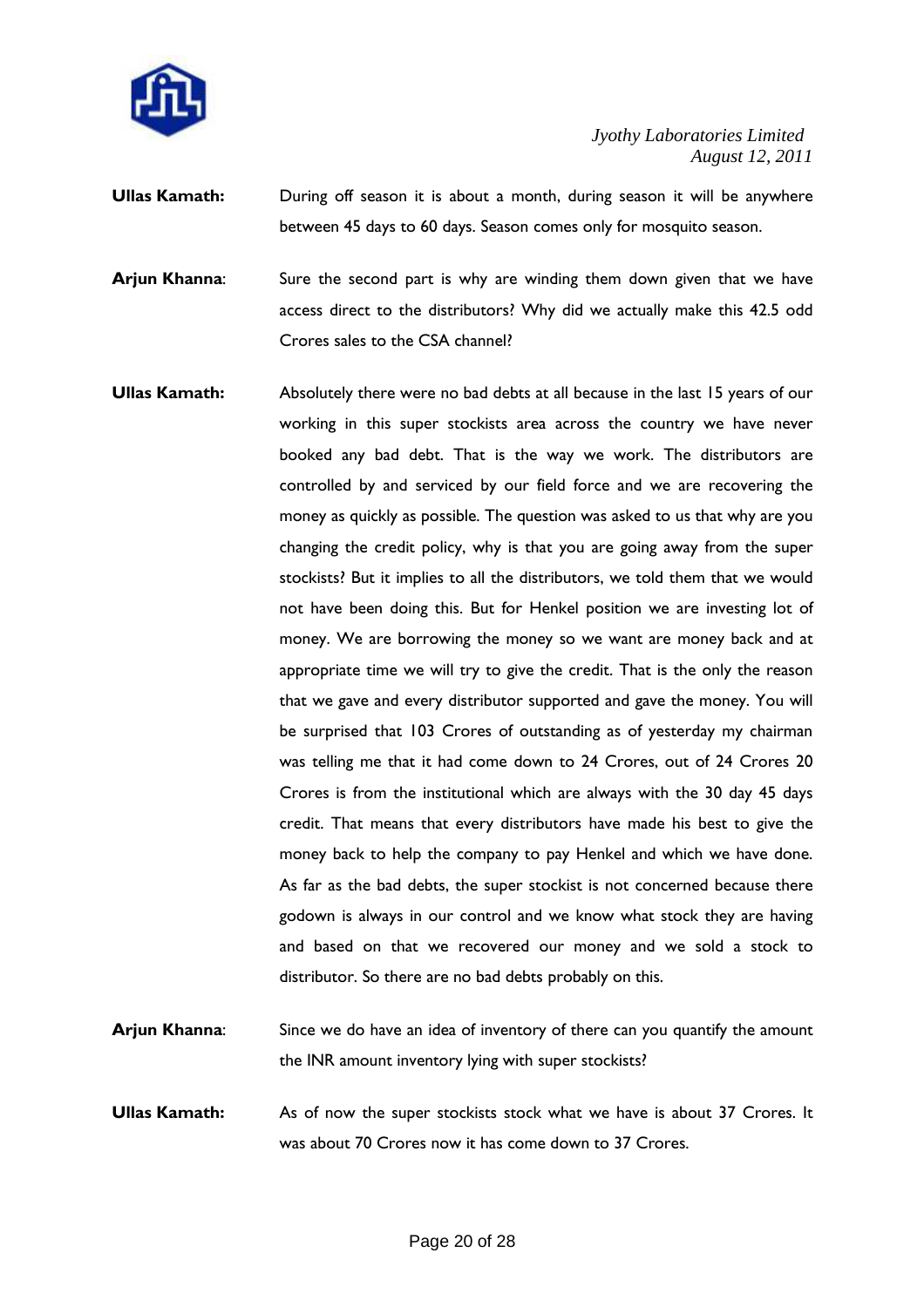**Ullas Kamath:** During off season it is about a month, during season it will be anywhere between 45 days to 60 days. Season comes only for mosquito season.

**Arjun Khanna**: Sure the second part is why are winding them down given that we have access direct to the distributors? Why did we actually make this 42.5 odd Crores sales to the CSA channel?

**Ullas Kamath:** Absolutely there were no bad debts at all because in the last 15 years of our working in this super stockists area across the country we have never booked any bad debt. That is the way we work. The distributors are controlled by and serviced by our field force and we are recovering the money as quickly as possible. The question was asked to us that why are you changing the credit policy, why is that you are going away from the super stockists? But it implies to all the distributors, we told them that we would not have been doing this. But for Henkel position we are investing lot of money. We are borrowing the money so we want are money back and at appropriate time we will try to give the credit. That is the only the reason that we gave and every distributor supported and gave the money. You will be surprised that 103 Crores of outstanding as of yesterday my chairman was telling me that it had come down to 24 Crores, out of 24 Crores 20 Crores is from the institutional which are always with the 30 day 45 days credit. That means that every distributors have made his best to give the money back to help the company to pay Henkel and which we have done. As far as the bad debts, the super stockist is not concerned because there godown is always in our control and we know what stock they are having and based on that we recovered our money and we sold a stock to distributor. So there are no bad debts probably on this.

**Arjun Khanna**: Since we do have an idea of inventory of there can you quantify the amount the INR amount inventory lying with super stockists?

**Ullas Kamath:** As of now the super stockists stock what we have is about 37 Crores. It was about 70 Crores now it has come down to 37 Crores.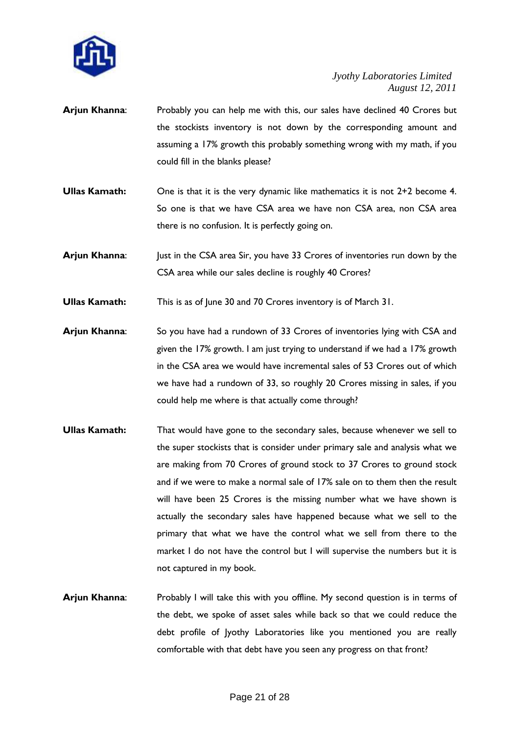**Arjun Khanna**: Probably you can help me with this, our sales have declined 40 Crores but the stockists inventory is not down by the corresponding amount and assuming a 17% growth this probably something wrong with my math, if you could fill in the blanks please?

**Ullas Kamath:** One is that it is the very dynamic like mathematics it is not 2+2 become 4. So one is that we have CSA area we have non CSA area, non CSA area there is no confusion. It is perfectly going on.

**Arjun Khanna**: Just in the CSA area Sir, you have 33 Crores of inventories run down by the CSA area while our sales decline is roughly 40 Crores?

**Ullas Kamath:** This is as of June 30 and 70 Crores inventory is of March 31.

**Arjun Khanna**: So you have had a rundown of 33 Crores of inventories lying with CSA and given the 17% growth. I am just trying to understand if we had a 17% growth in the CSA area we would have incremental sales of 53 Crores out of which we have had a rundown of 33, so roughly 20 Crores missing in sales, if you could help me where is that actually come through?

**Ullas Kamath:** That would have gone to the secondary sales, because whenever we sell to the super stockists that is consider under primary sale and analysis what we are making from 70 Crores of ground stock to 37 Crores to ground stock and if we were to make a normal sale of 17% sale on to them then the result will have been 25 Crores is the missing number what we have shown is actually the secondary sales have happened because what we sell to the primary that what we have the control what we sell from there to the market I do not have the control but I will supervise the numbers but it is not captured in my book.

**Arjun Khanna**: Probably I will take this with you offline. My second question is in terms of the debt, we spoke of asset sales while back so that we could reduce the debt profile of Jyothy Laboratories like you mentioned you are really comfortable with that debt have you seen any progress on that front?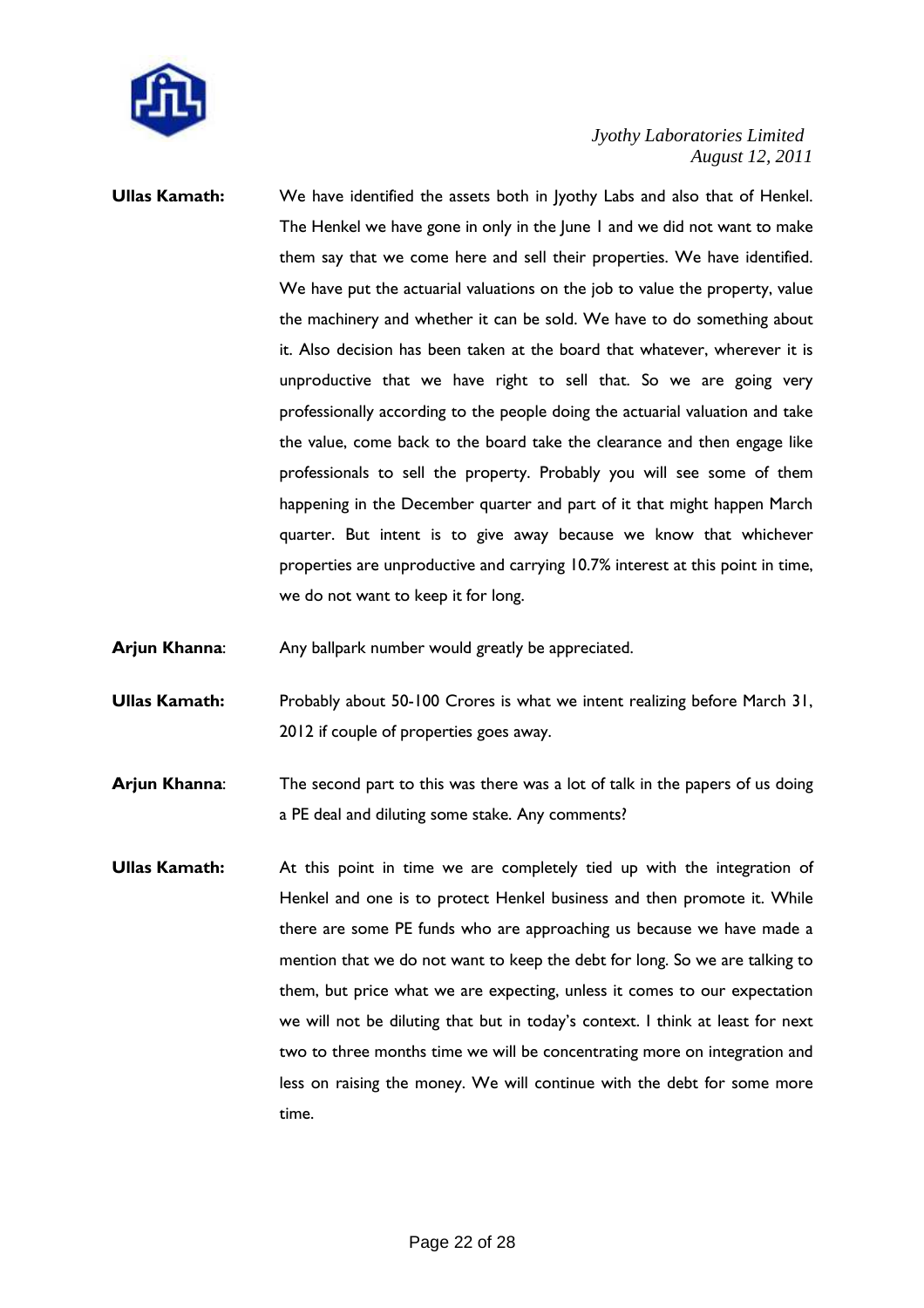**Ullas Kamath:** We have identified the assets both in Jyothy Labs and also that of Henkel. The Henkel we have gone in only in the June 1 and we did not want to make them say that we come here and sell their properties. We have identified. We have put the actuarial valuations on the job to value the property, value the machinery and whether it can be sold. We have to do something about it. Also decision has been taken at the board that whatever, wherever it is unproductive that we have right to sell that. So we are going very professionally according to the people doing the actuarial valuation and take the value, come back to the board take the clearance and then engage like professionals to sell the property. Probably you will see some of them happening in the December quarter and part of it that might happen March quarter. But intent is to give away because we know that whichever properties are unproductive and carrying 10.7% interest at this point in time, we do not want to keep it for long.

**Arjun Khanna**: Any ballpark number would greatly be appreciated.

**Ullas Kamath:** Probably about 50-100 Crores is what we intent realizing before March 31, 2012 if couple of properties goes away.

**Arjun Khanna**: The second part to this was there was a lot of talk in the papers of us doing a PE deal and diluting some stake. Any comments?

**Ullas Kamath:** At this point in time we are completely tied up with the integration of Henkel and one is to protect Henkel business and then promote it. While there are some PE funds who are approaching us because we have made a mention that we do not want to keep the debt for long. So we are talking to them, but price what we are expecting, unless it comes to our expectation we will not be diluting that but in today's context. I think at least for next two to three months time we will be concentrating more on integration and less on raising the money. We will continue with the debt for some more time.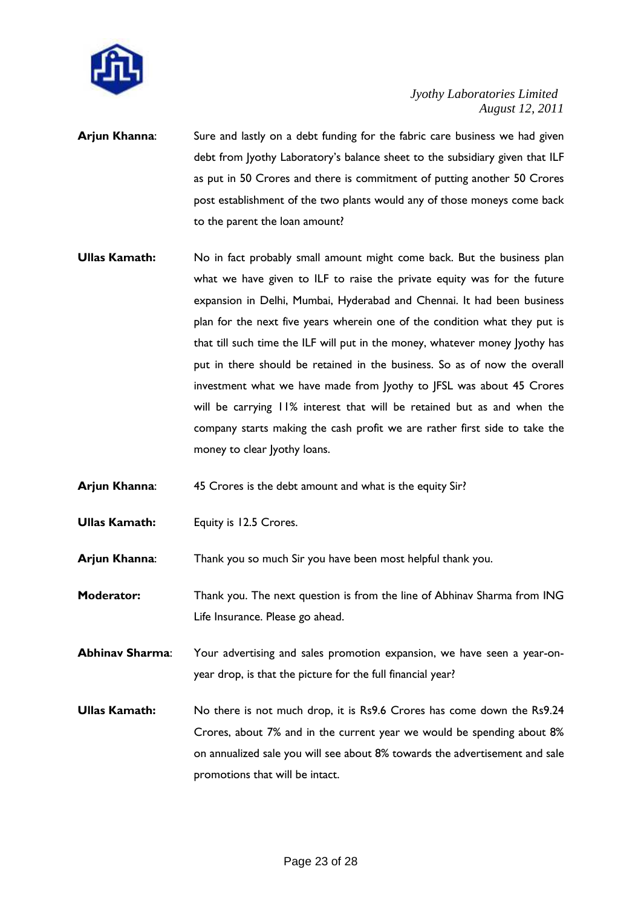**Arjun Khanna**: Sure and lastly on a debt funding for the fabric care business we had given debt from Jyothy Laboratory's balance sheet to the subsidiary given that ILF as put in 50 Crores and there is commitment of putting another 50 Crores post establishment of the two plants would any of those moneys come back to the parent the loan amount?

**Ullas Kamath:** No in fact probably small amount might come back. But the business plan what we have given to ILF to raise the private equity was for the future expansion in Delhi, Mumbai, Hyderabad and Chennai. It had been business plan for the next five years wherein one of the condition what they put is that till such time the ILF will put in the money, whatever money Jyothy has put in there should be retained in the business. So as of now the overall investment what we have made from Jyothy to JFSL was about 45 Crores will be carrying 11% interest that will be retained but as and when the company starts making the cash profit we are rather first side to take the money to clear Jyothy loans.

**Arjun Khanna**: 45 Crores is the debt amount and what is the equity Sir?

**Ullas Kamath:** Equity is 12.5 Crores.

**Arjun Khanna**: Thank you so much Sir you have been most helpful thank you.

**Moderator:** Thank you. The next question is from the line of Abhinav Sharma from ING Life Insurance. Please go ahead.

**Abhinav Sharma**: Your advertising and sales promotion expansion, we have seen a year-on-year drop, is that the picture for the full financial year?

**Ullas Kamath:** No there is not much drop, it is Rs9.6 Crores has come down the Rs9.24 Crores, about 7% and in the current year we would be spending about 8% on annualized sale you will see about 8% towards the advertisement and sale promotions that will be intact.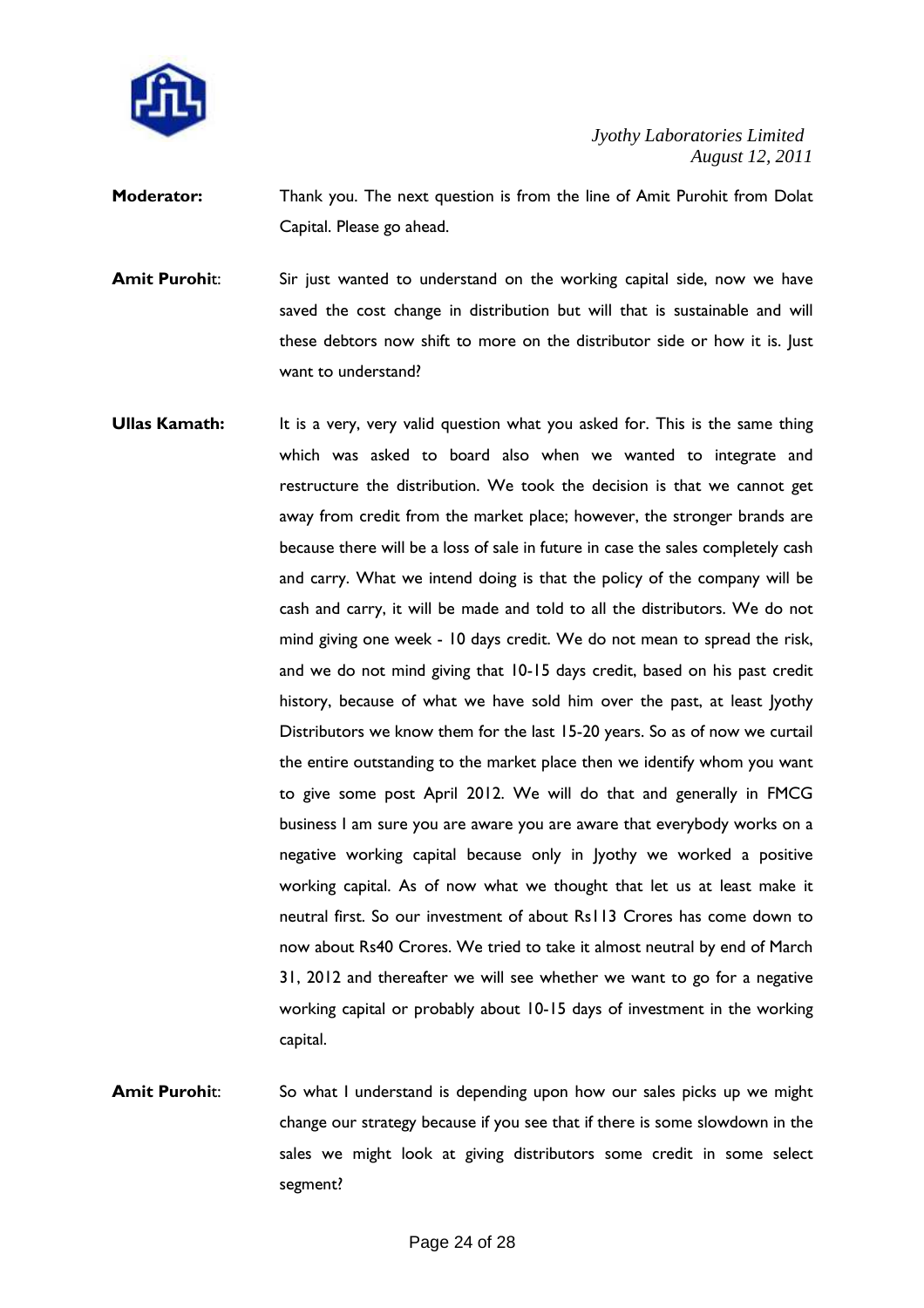**Moderator:** Thank you. The next question is from the line of Amit Purohit from Dolat Capital. Please go ahead.

**Amit Purohit**: Sir just wanted to understand on the working capital side, now we have saved the cost change in distribution but will that is sustainable and will these debtors now shift to more on the distributor side or how it is. Just want to understand?

**Ullas Kamath:** It is a very, very valid question what you asked for. This is the same thing which was asked to board also when we wanted to integrate and restructure the distribution. We took the decision is that we cannot get away from credit from the market place; however, the stronger brands are because there will be a loss of sale in future in case the sales completely cash and carry. What we intend doing is that the policy of the company will be cash and carry, it will be made and told to all the distributors. We do not mind giving one week - 10 days credit. We do not mean to spread the risk, and we do not mind giving that 10-15 days credit, based on his past credit history, because of what we have sold him over the past, at least Jyothy Distributors we know them for the last 15-20 years. So as of now we curtail the entire outstanding to the market place then we identify whom you want to give some post April 2012. We will do that and generally in FMCG business I am sure you are aware you are aware that everybody works on a negative working capital because only in Jyothy we worked a positive working capital. As of now what we thought that let us at least make it neutral first. So our investment of about Rs113 Crores has come down to now about Rs40 Crores. We tried to take it almost neutral by end of March 31, 2012 and thereafter we will see whether we want to go for a negative working capital or probably about 10-15 days of investment in the working capital.

**Amit Purohit**: So what I understand is depending upon how our sales picks up we might change our strategy because if you see that if there is some slowdown in the sales we might look at giving distributors some credit in some select segment?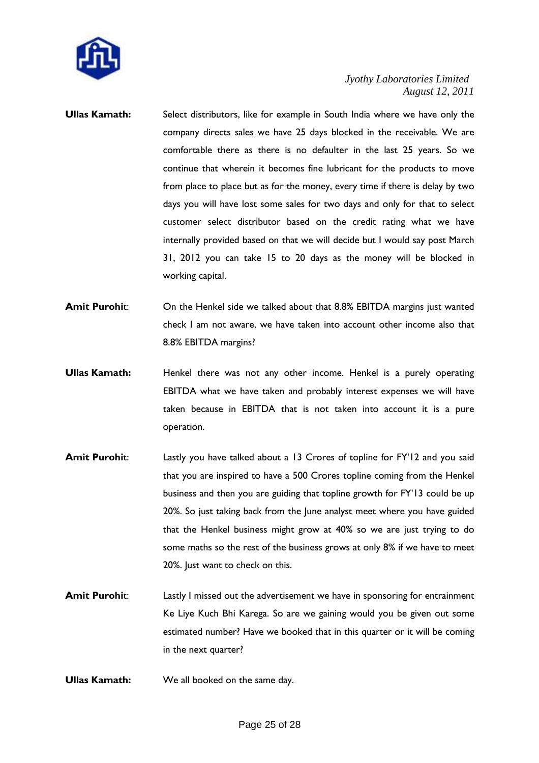**Ullas Kamath:** Select distributors, like for example in South India where we have only the company directs sales we have 25 days blocked in the receivable. We are comfortable there as there is no defaulter in the last 25 years. So we continue that wherein it becomes fine lubricant for the products to move from place to place but as for the money, every time if there is delay by two days you will have lost some sales for two days and only for that to select customer select distributor based on the credit rating what we have internally provided based on that we will decide but I would say post March 31, 2012 you can take 15 to 20 days as the money will be blocked in working capital.

**Amit Purohit**: On the Henkel side we talked about that 8.8% EBITDA margins just wanted check I am not aware, we have taken into account other income also that 8.8% EBITDA margins?

**Ullas Kamath:** Henkel there was not any other income. Henkel is a purely operating EBITDA what we have taken and probably interest expenses we will have taken because in EBITDA that is not taken into account it is a pure operation.

**Amit Purohit**: Lastly you have talked about a 13 Crores of topline for FY'12 and you said that you are inspired to have a 500 Crores topline coming from the Henkel business and then you are guiding that topline growth for FY'13 could be up 20%. So just taking back from the June analyst meet where you have guided that the Henkel business might grow at 40% so we are just trying to do some maths so the rest of the business grows at only 8% if we have to meet 20%. Just want to check on this.

**Amit Purohit**: Lastly I missed out the advertisement we have in sponsoring for entrainment Ke Liye Kuch Bhi Karega. So are we gaining would you be given out some estimated number? Have we booked that in this quarter or it will be coming in the next quarter?

**Ullas Kamath:** We all booked on the same day.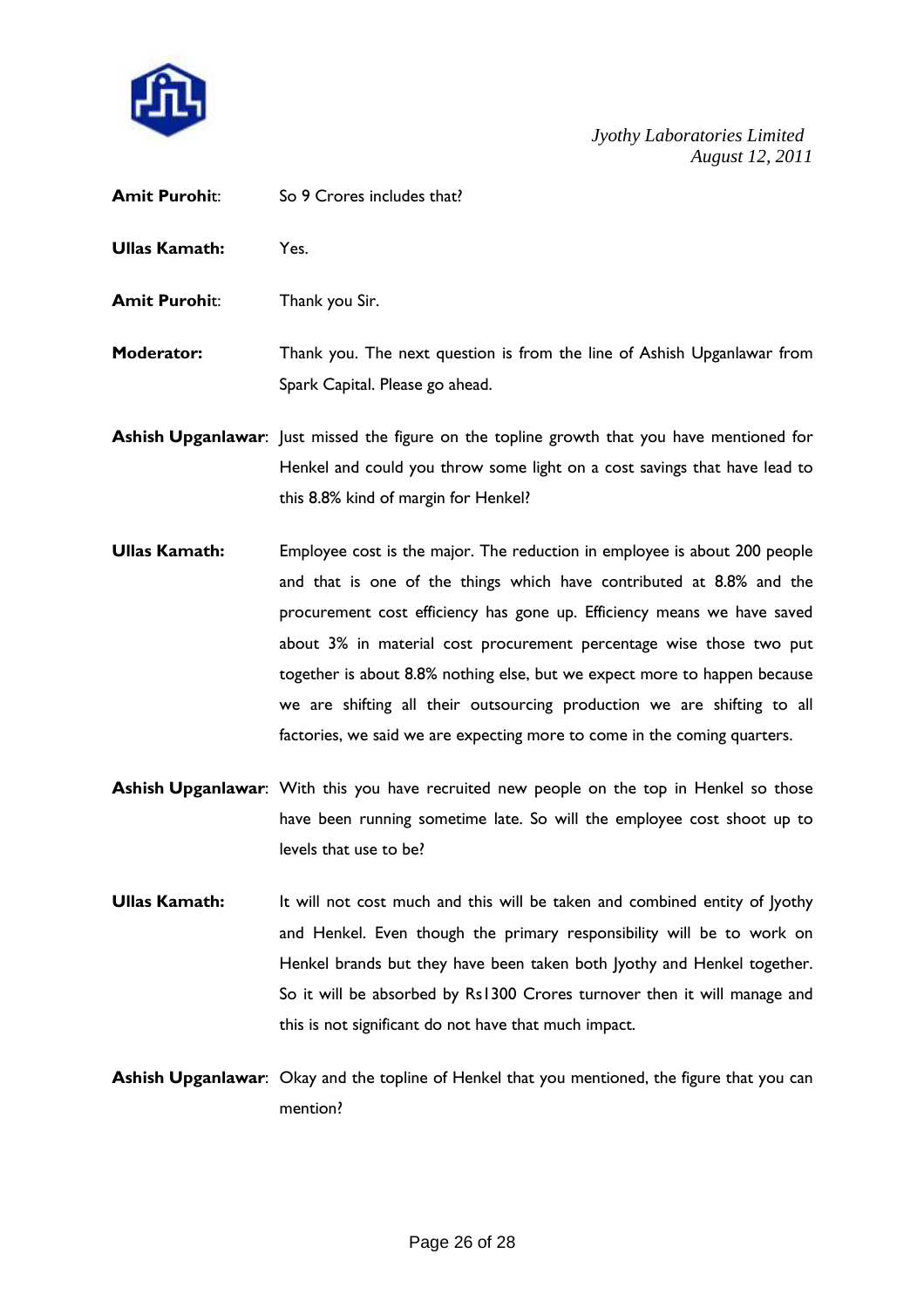**Amit Purohit**: So 9 Crores includes that?

**Ullas Kamath:** Yes.

**Amit Purohit**: Thank you Sir.

**Moderator:** Thank you. The next question is from the line of Ashish Upganlawar from Spark Capital. Please go ahead.

**Ashish Upganlawar**: Just missed the figure on the topline growth that you have mentioned for Henkel and could you throw some light on a cost savings that have lead to this 8.8% kind of margin for Henkel?

**Ullas Kamath:** Employee cost is the major. The reduction in employee is about 200 people and that is one of the things which have contributed at 8.8% and the procurement cost efficiency has gone up. Efficiency means we have saved about 3% in material cost procurement percentage wise those two put together is about 8.8% nothing else, but we expect more to happen because we are shifting all their outsourcing production we are shifting to all factories, we said we are expecting more to come in the coming quarters.

**Ashish Upganlawar**: With this you have recruited new people on the top in Henkel so those have been running sometime late. So will the employee cost shoot up to levels that use to be?

**Ullas Kamath:** It will not cost much and this will be taken and combined entity of Jyothy and Henkel. Even though the primary responsibility will be to work on Henkel brands but they have been taken both Jyothy and Henkel together. So it will be absorbed by Rs1300 Crores turnover then it will manage and this is not significant do not have that much impact.

**Ashish Upganlawar**: Okay and the topline of Henkel that you mentioned, the figure that you can mention?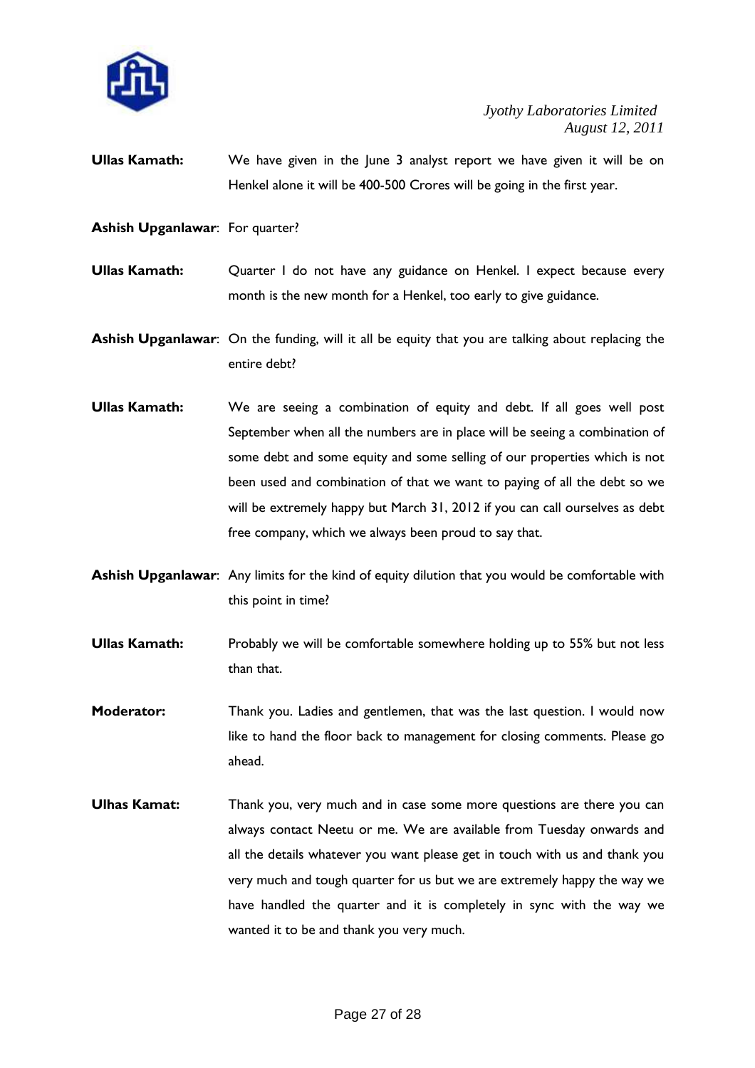**Ullas Kamath:** We have given in the June 3 analyst report we have given it will be on Henkel alone it will be 400-500 Crores will be going in the first year.

**Ashish Upganlawar**: For quarter?

**Ullas Kamath:** Quarter I do not have any guidance on Henkel. I expect because every month is the new month for a Henkel, too early to give guidance.

**Ashish Upganlawar**: On the funding, will it all be equity that you are talking about replacing the entire debt?

**Ullas Kamath:** We are seeing a combination of equity and debt. If all goes well post September when all the numbers are in place will be seeing a combination of some debt and some equity and some selling of our properties which is not been used and combination of that we want to paying of all the debt so we will be extremely happy but March 31, 2012 if you can call ourselves as debt free company, which we always been proud to say that.

**Ashish Upganlawar**: Any limits for the kind of equity dilution that you would be comfortable with this point in time?

**Ullas Kamath:** Probably we will be comfortable somewhere holding up to 55% but not less than that.

**Moderator:** Thank you. Ladies and gentlemen, that was the last question. I would now like to hand the floor back to management for closing comments. Please go ahead.

**Ulhas Kamat:** Thank you, very much and in case some more questions are there you can always contact Neetu or me. We are available from Tuesday onwards and all the details whatever you want please get in touch with us and thank you very much and tough quarter for us but we are extremely happy the way we have handled the quarter and it is completely in sync with the way we wanted it to be and thank you very much.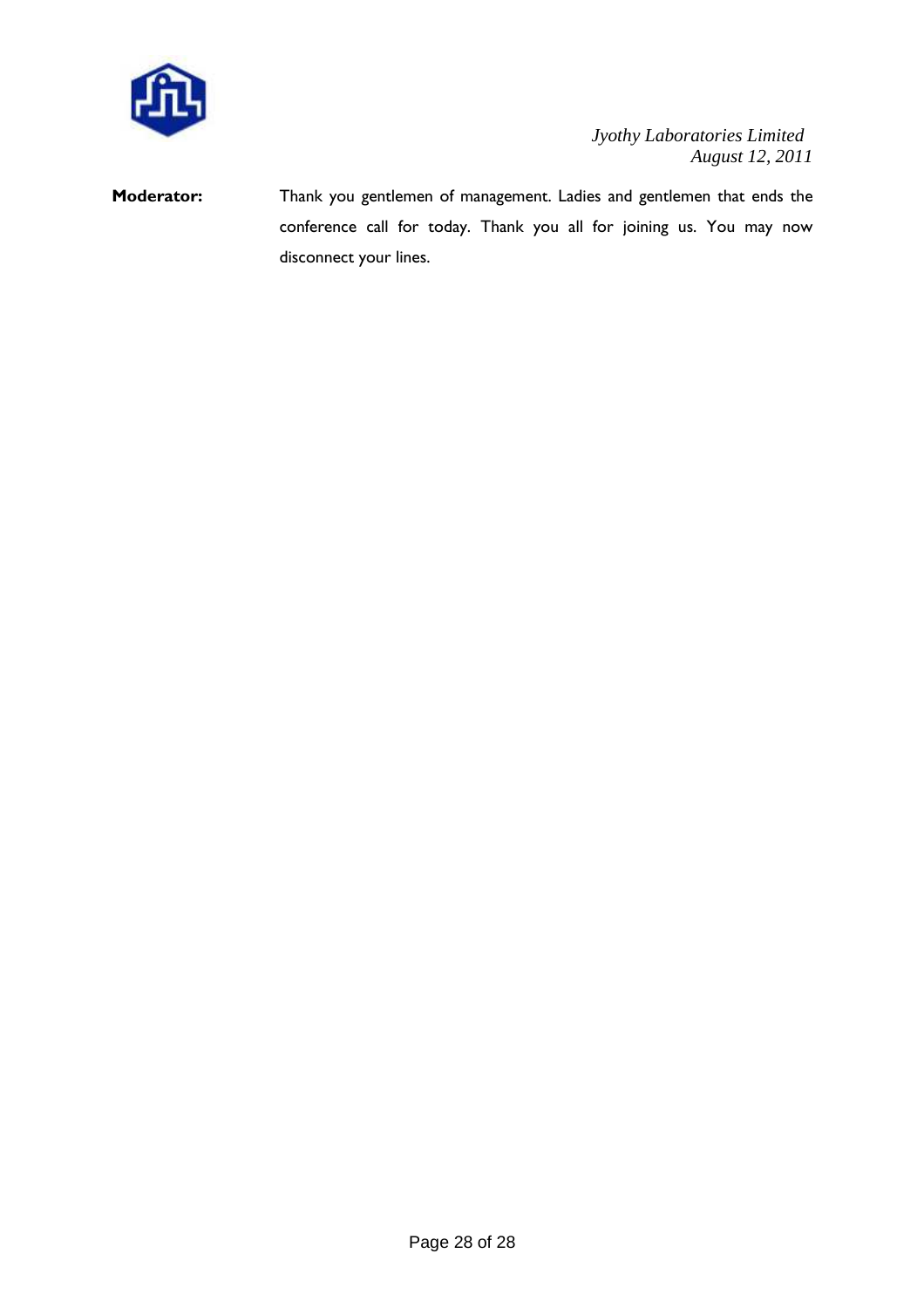**Moderator:** Thank you gentlemen of management. Ladies and gentlemen that ends the conference call for today. Thank you all for joining us. You may now disconnect your lines.